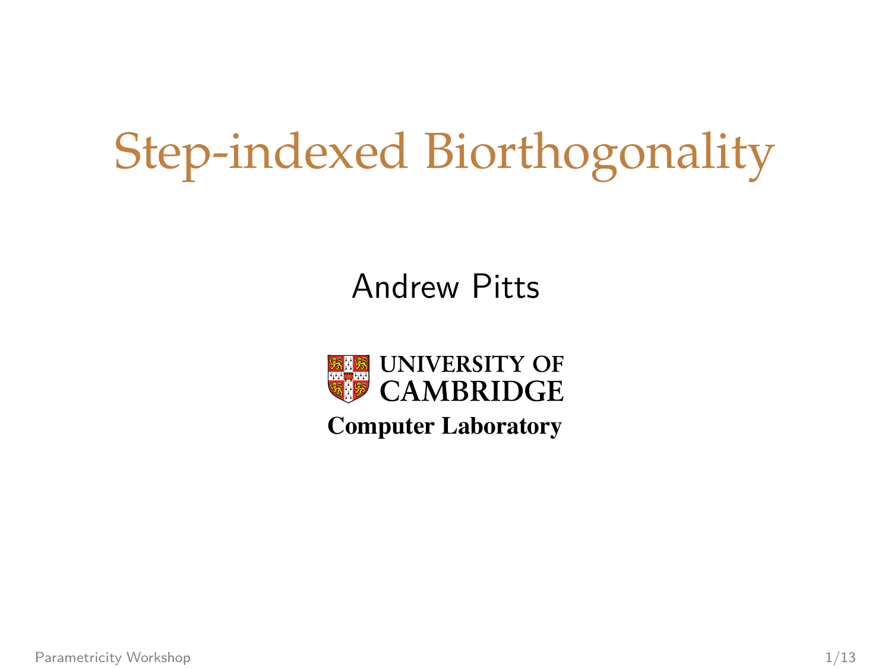# Step-indexed Biorthogonality

Andrew Pitts

UNIVERSITY OF CAMBRIDGE

**Computer Laboratory**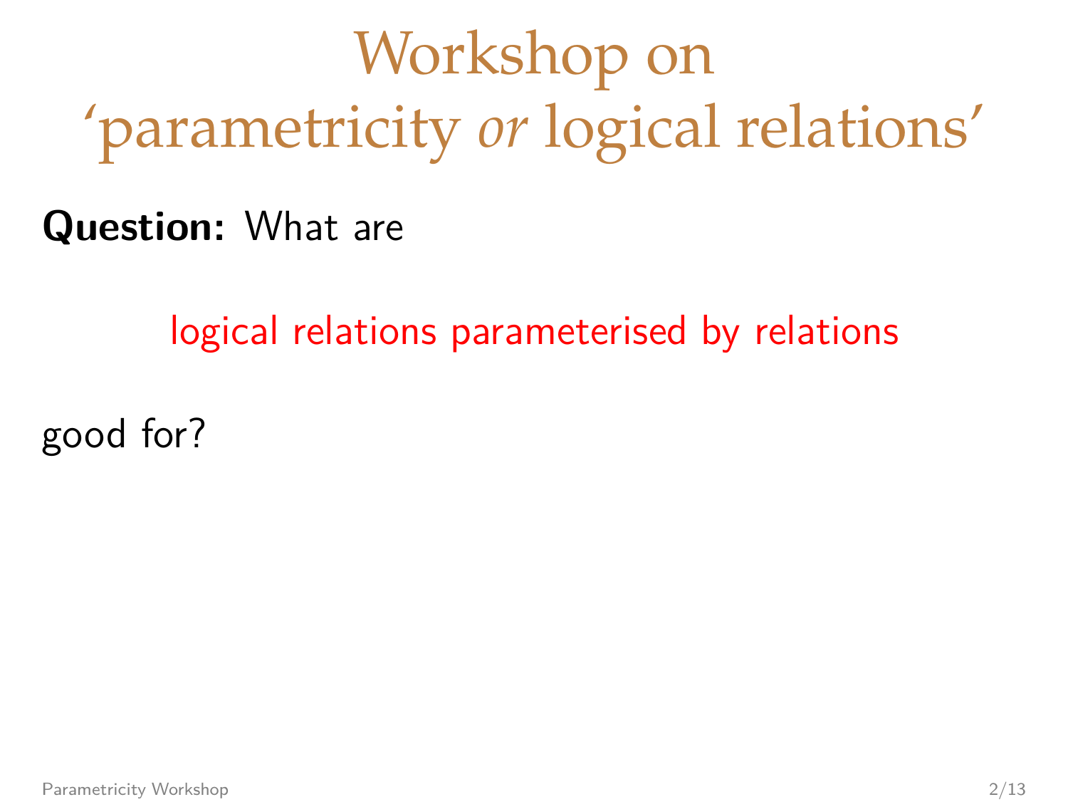# Workshop on 'parametricity *or* logical relations'

**Question:** What are

logical relations parameterised by relations

good for?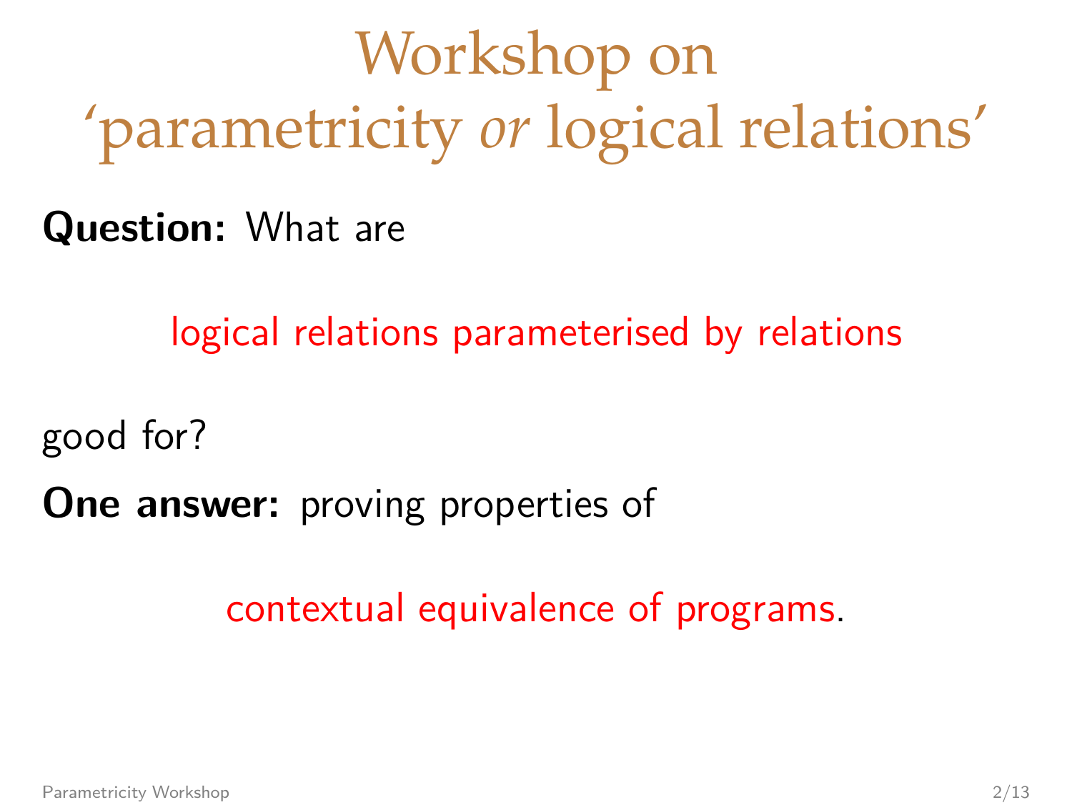# Workshop on 'parametricity *or* logical relations'

**Question:** What are

logical relations parameterised by relations

good for?

**One answer:** proving properties of

contextual equivalence of programs.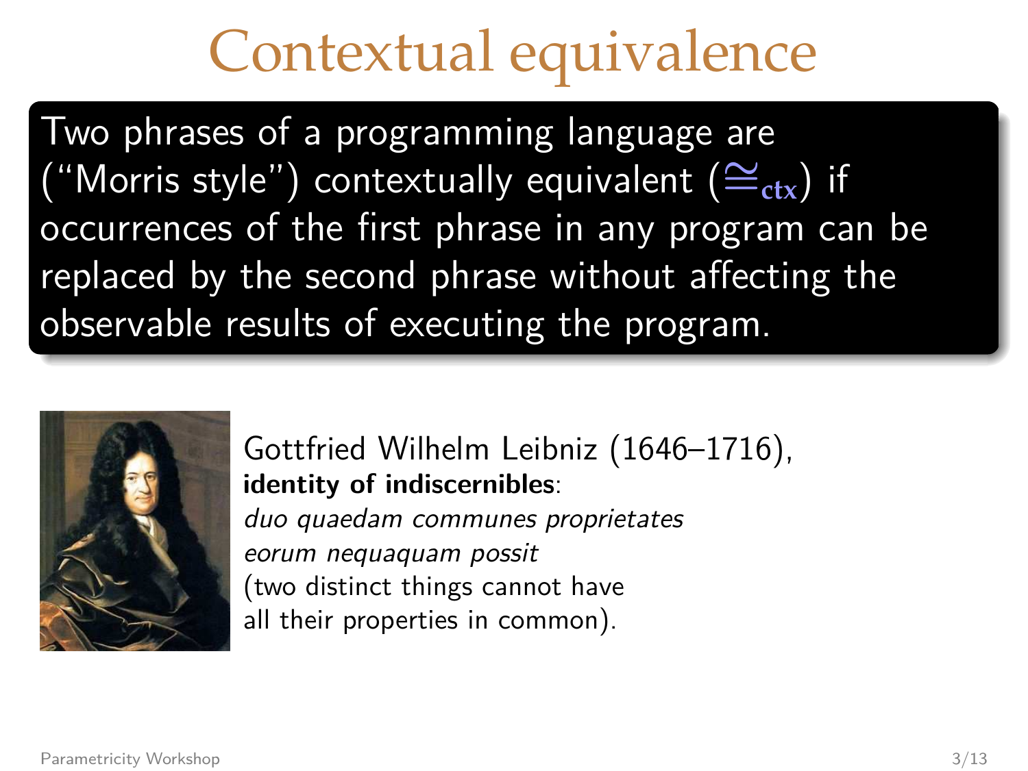# Contextual equivalence

Two phrases of a programming language are ("Morris style") contextually equivalent ($\cong_{\mathbf{ctx}}$) if occurrences of the first phrase in any program can be replaced by the second phrase without affecting the observable results of executing the program.

Gottfried Wilhelm Leibniz (1646–1716), **identity of indiscernibles**:
*duo quaedam communes proprietates eorum nequaquam possit*
(two distinct things cannot have all their properties in common).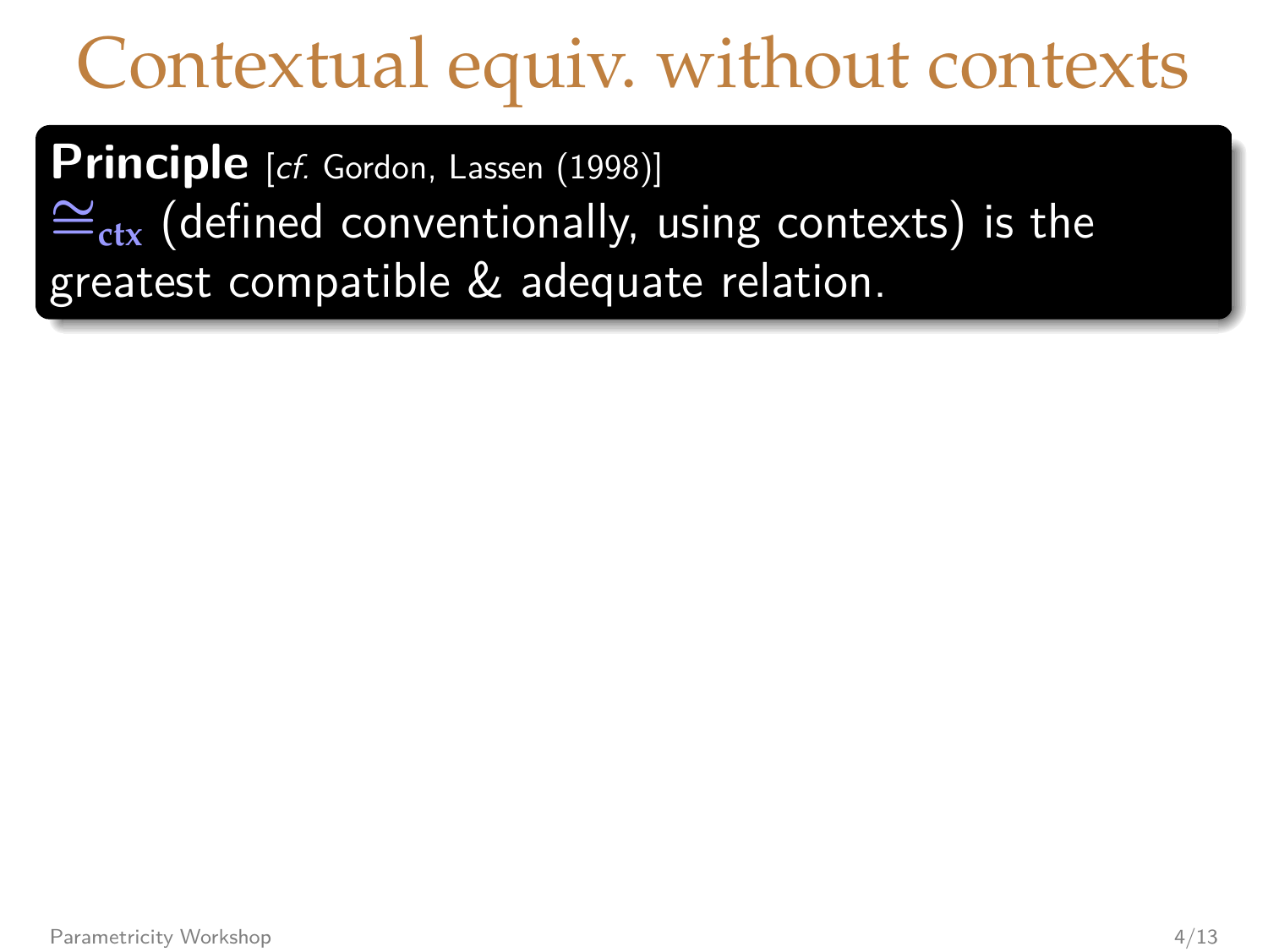# Contextual equiv. without contexts

**Principle** [*cf.* Gordon, Lassen (1998)]
$\cong_{\mathbf{ctx}}$ (defined conventionally, using contexts) is the greatest compatible & adequate relation.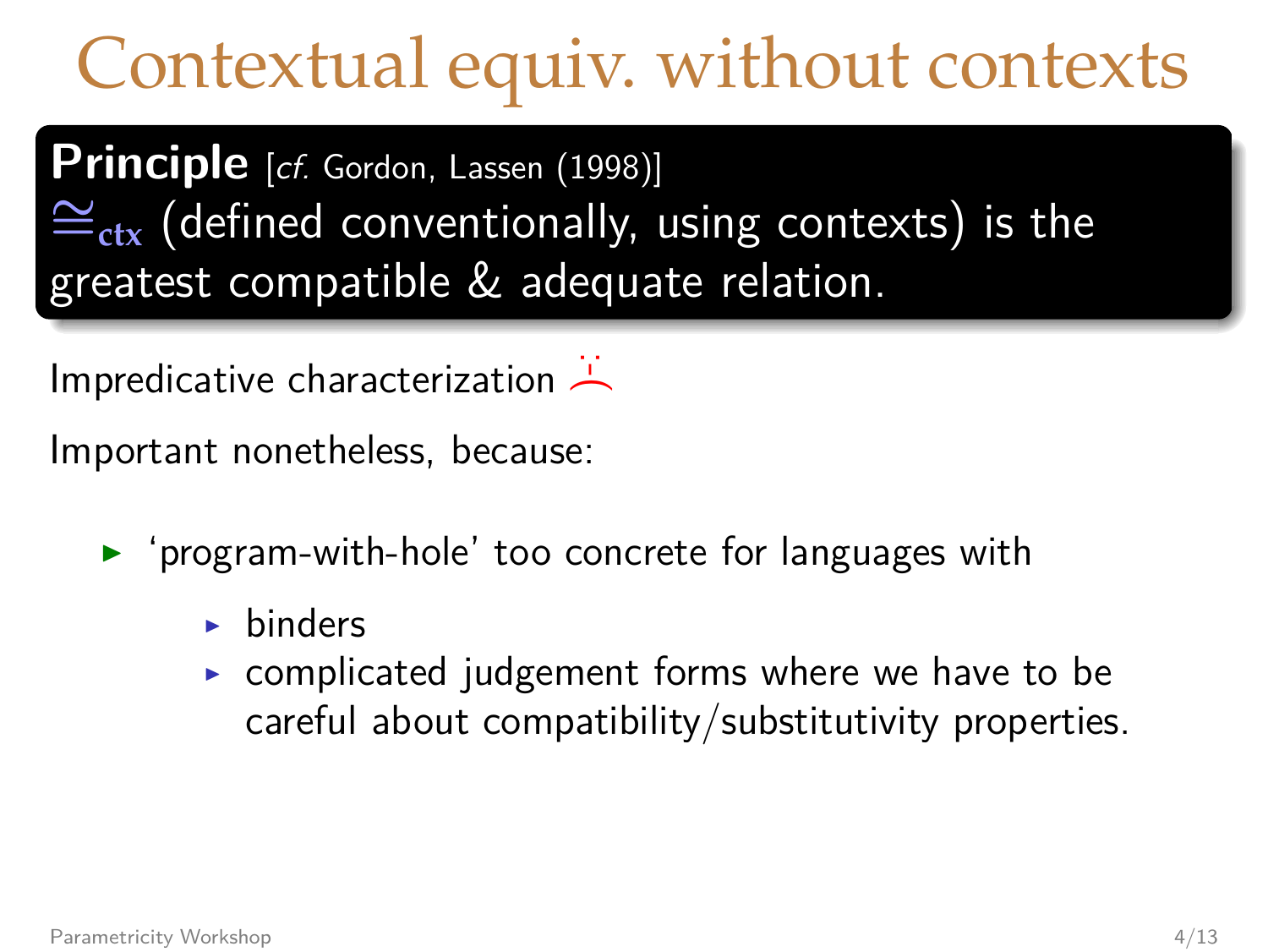# Contextual equiv. without contexts

**Principle** [*cf.* Gordon, Lassen (1998)]
$\cong_{\mathbf{ctx}}$ (defined conventionally, using contexts) is the greatest compatible & adequate relation.

Impredicative characterization ☹

Important nonetheless, because:

- 'program-with-hole' too concrete for languages with
  - binders
  - complicated judgement forms where we have to be careful about compatibility/substitutivity properties.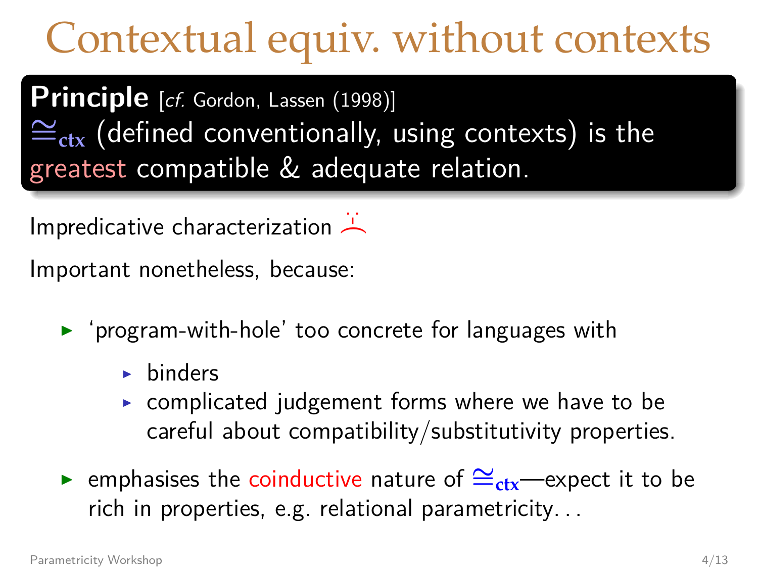# Contextual equiv. without contexts

**Principle** [*cf.* Gordon, Lassen (1998)]
$\cong_{\mathbf{ctx}}$ (defined conventionally, using contexts) is the greatest compatible & adequate relation.

Impredicative characterization ☹

Important nonetheless, because:

- 'program-with-hole' too concrete for languages with
  - binders
  - complicated judgement forms where we have to be careful about compatibility/substitutivity properties.
- emphasises the coinductive nature of $\cong_{\mathbf{ctx}}$—expect it to be rich in properties, e.g. relational parametricity...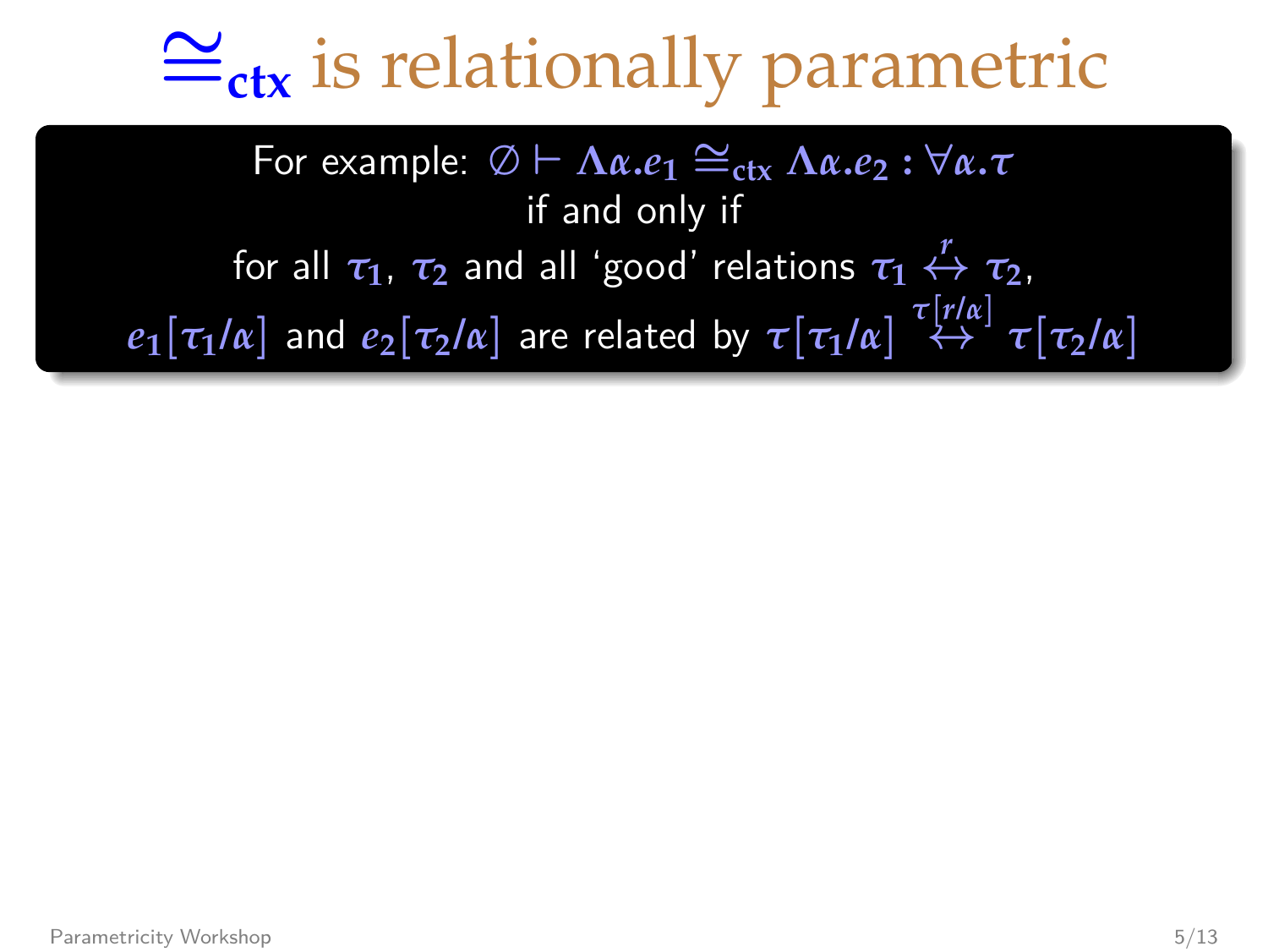# $\cong_{\mathbf{ctx}}$ is relationally parametric

For example: $\emptyset \vdash \Lambda\alpha.e_1 \cong_{\mathbf{ctx}} \Lambda\alpha.e_2 : \forall\alpha.\tau$

if and only if

for all $\tau_1$, $\tau_2$ and all 'good' relations $\tau_1 \overset{r}{\leftrightarrow} \tau_2$,

$e_1[\tau_1/\alpha]$ and $e_2[\tau_2/\alpha]$ are related by $\tau[\tau_1/\alpha] \overset{\tau[r/\alpha]}{\leftrightarrow} \tau[\tau_2/\alpha]$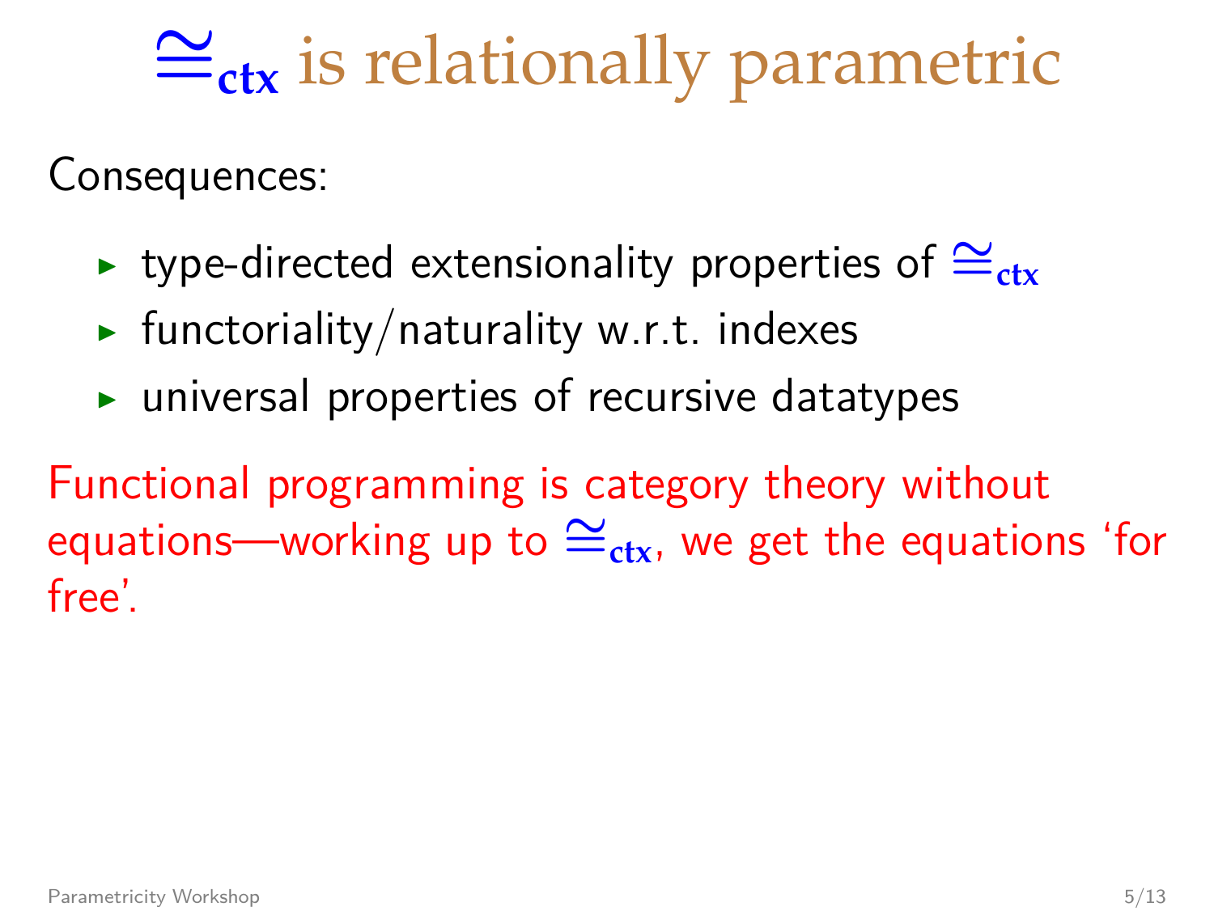# $\cong_{\mathbf{ctx}}$ is relationally parametric

Consequences:

- type-directed extensionality properties of $\cong_{\mathbf{ctx}}$
- functoriality/naturality w.r.t. indexes
- universal properties of recursive datatypes

Functional programming is category theory without equations—working up to $\cong_{\mathbf{ctx}}$, we get the equations 'for free'.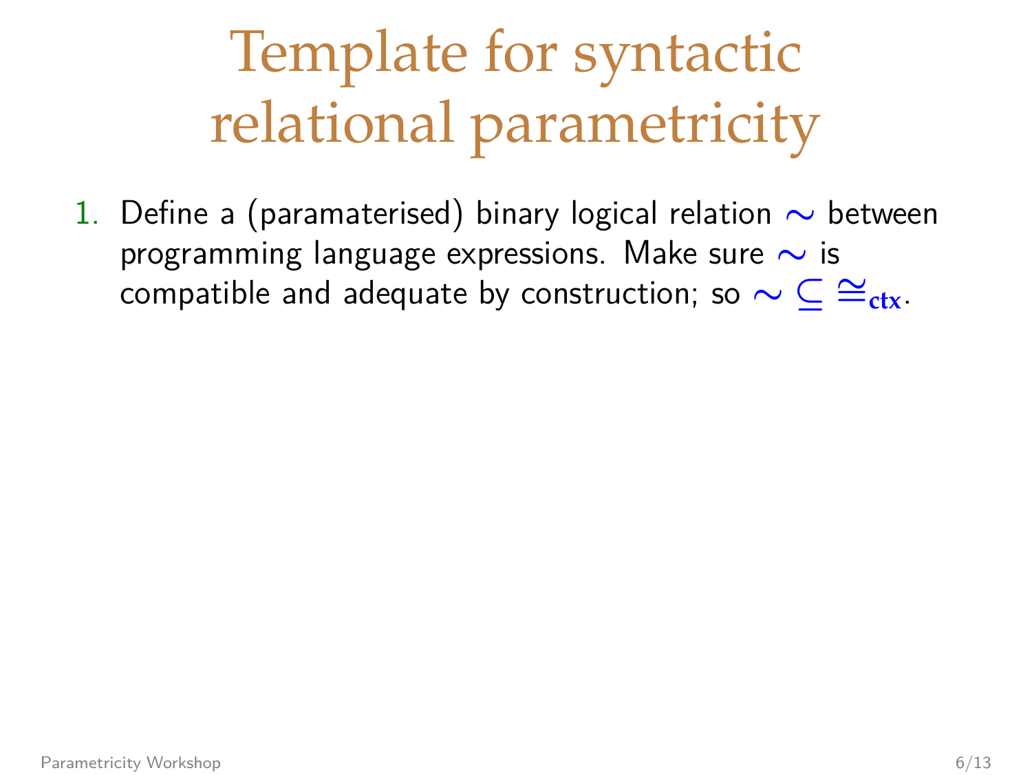# Template for syntactic relational parametricity

1. Define a (paramaterised) binary logical relation $\sim$ between programming language expressions. Make sure $\sim$ is compatible and adequate by construction; so $\sim \subseteq \cong_{\mathbf{ctx}}$.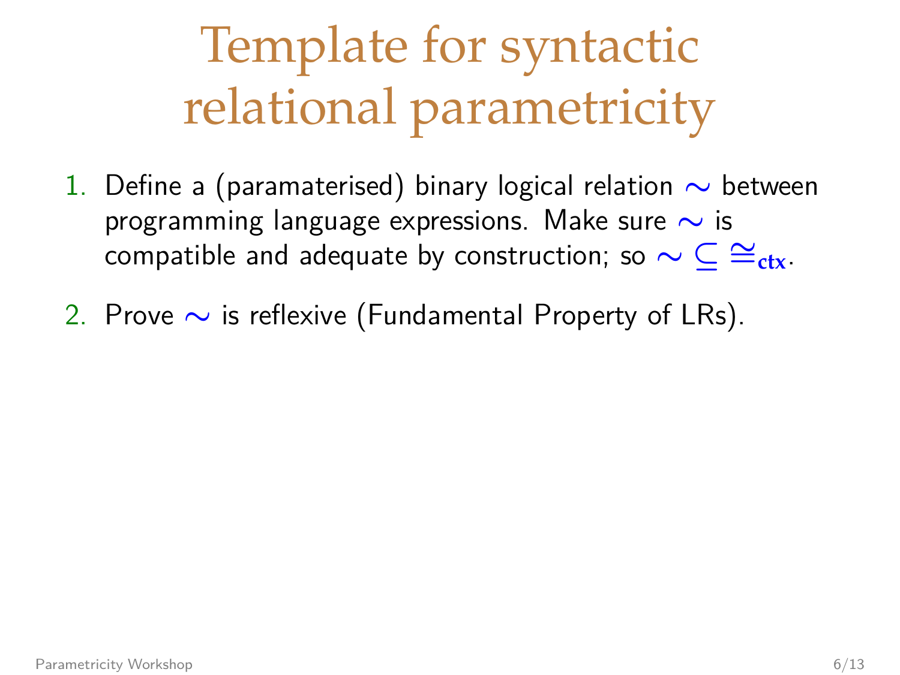# Template for syntactic relational parametricity

1. Define a (paramaterised) binary logical relation $\sim$ between programming language expressions. Make sure $\sim$ is compatible and adequate by construction; so $\sim \subseteq \cong_{\mathbf{ctx}}$.

2. Prove $\sim$ is reflexive (Fundamental Property of LRs).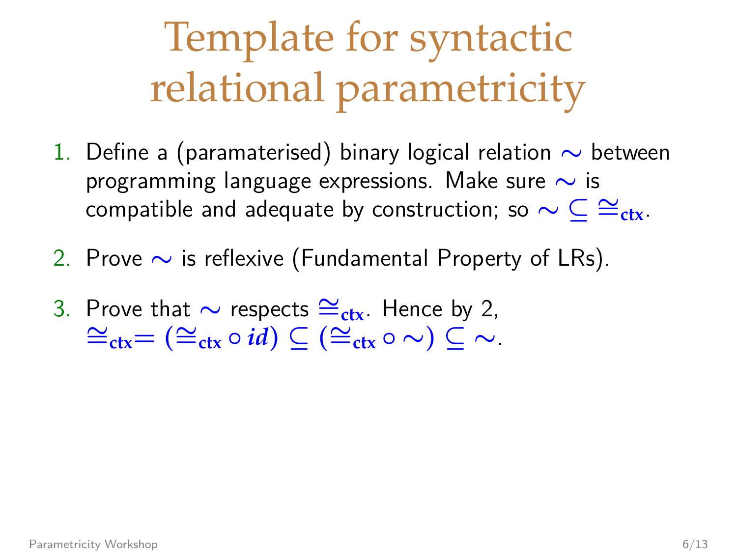# Template for syntactic relational parametricity

1. Define a (paramaterised) binary logical relation $\sim$ between programming language expressions. Make sure $\sim$ is compatible and adequate by construction; so $\sim \subseteq \cong_{\mathbf{ctx}}$.

2. Prove $\sim$ is reflexive (Fundamental Property of LRs).

3. Prove that $\sim$ respects $\cong_{\mathbf{ctx}}$. Hence by 2, $\cong_{\mathbf{ctx}} = (\cong_{\mathbf{ctx}} \circ id) \subseteq (\cong_{\mathbf{ctx}} \circ \sim) \subseteq \sim$.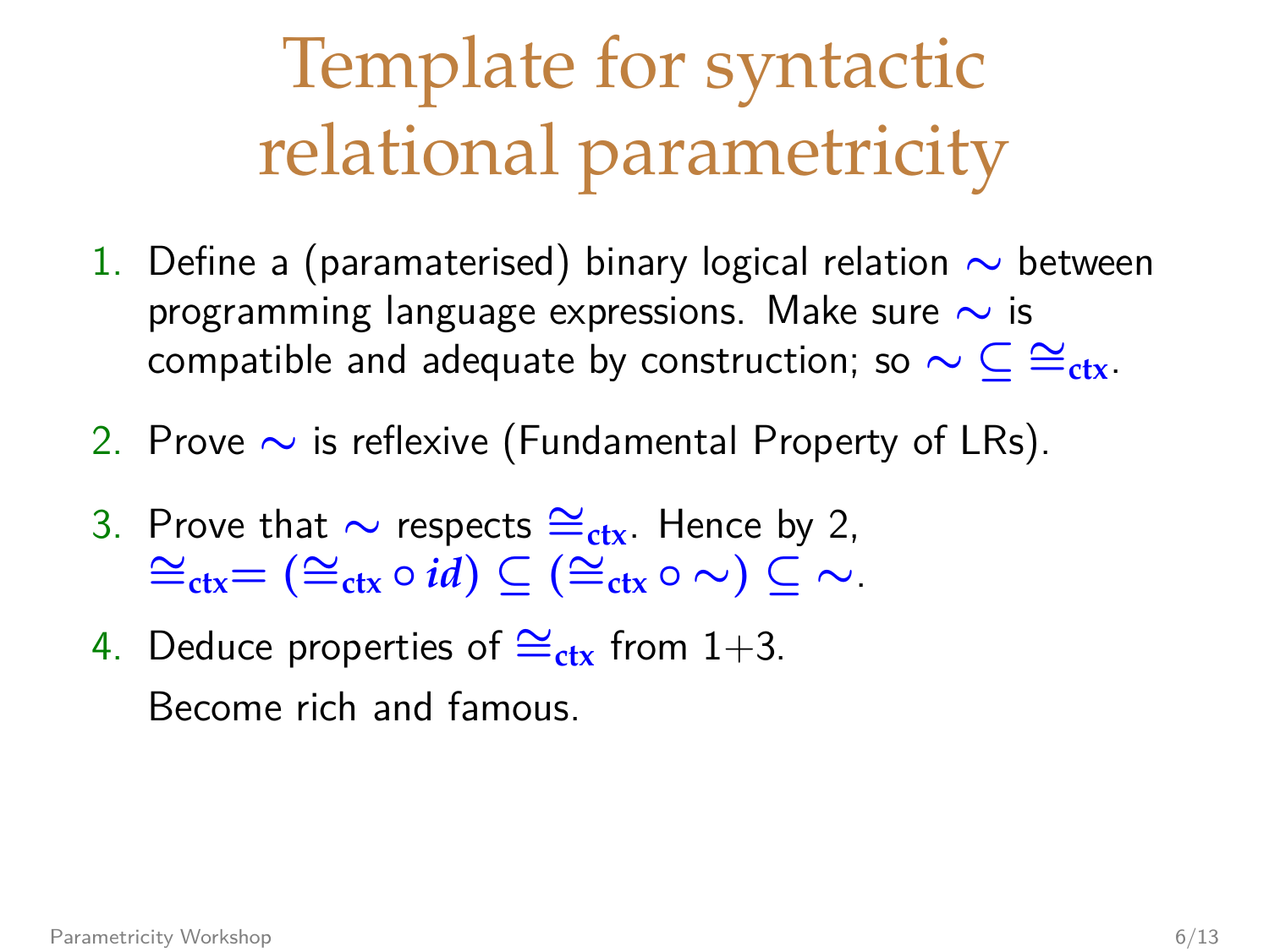# Template for syntactic relational parametricity

1. Define a (paramaterised) binary logical relation $\sim$ between programming language expressions. Make sure $\sim$ is compatible and adequate by construction; so $\sim \subseteq \cong_{\mathbf{ctx}}$.

2. Prove $\sim$ is reflexive (Fundamental Property of LRs).

3. Prove that $\sim$ respects $\cong_{\mathbf{ctx}}$. Hence by 2, $\cong_{\mathbf{ctx}} = (\cong_{\mathbf{ctx}} \circ id) \subseteq (\cong_{\mathbf{ctx}} \circ \sim) \subseteq \sim$.

4. Deduce properties of $\cong_{\mathbf{ctx}}$ from 1+3.

   Become rich and famous.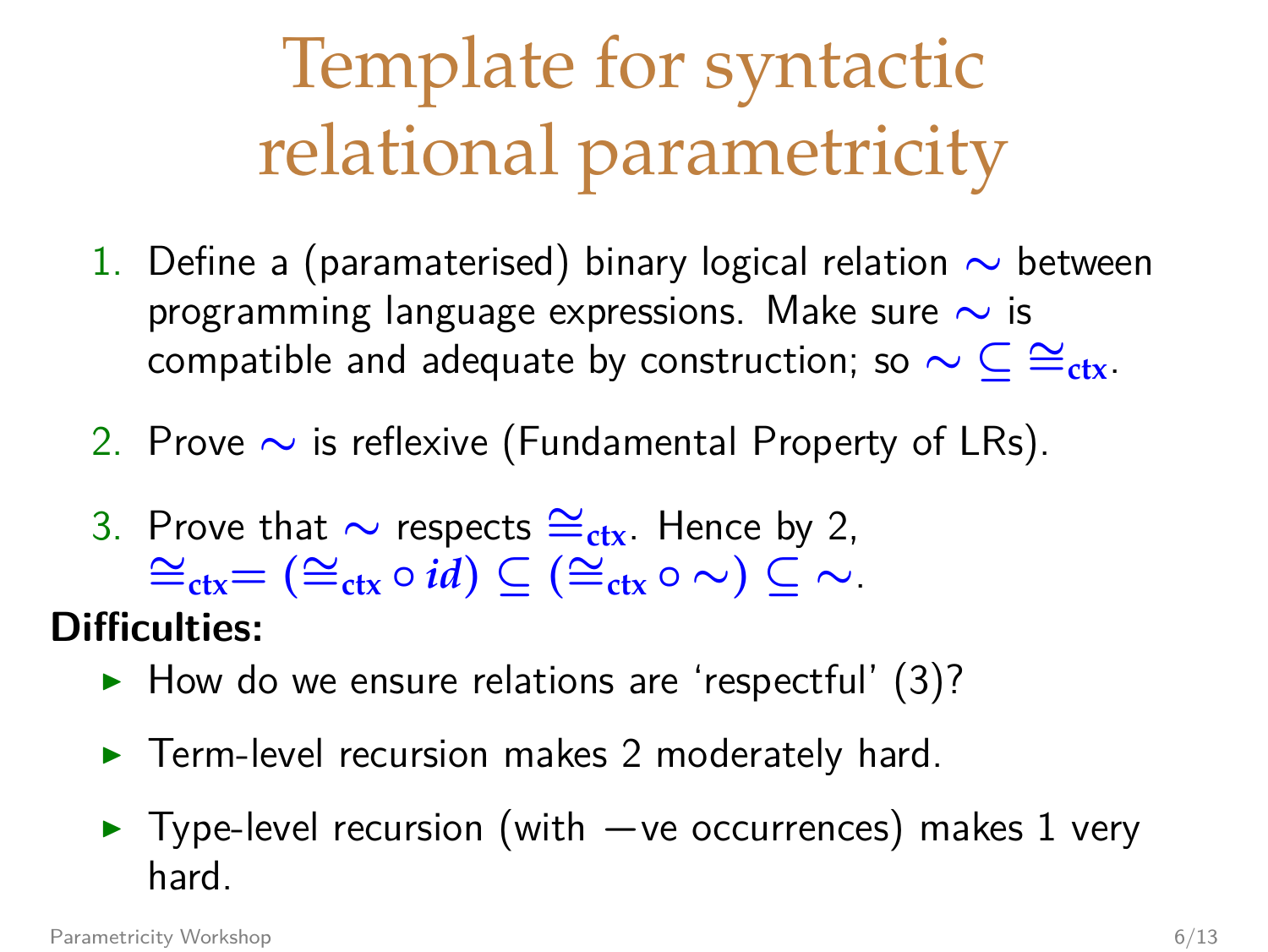# Template for syntactic relational parametricity

1. Define a (paramaterised) binary logical relation $\sim$ between programming language expressions. Make sure $\sim$ is compatible and adequate by construction; so $\sim \subseteq \cong_{\mathbf{ctx}}$.

2. Prove $\sim$ is reflexive (Fundamental Property of LRs).

3. Prove that $\sim$ respects $\cong_{\mathbf{ctx}}$. Hence by 2, $\cong_{\mathbf{ctx}} = (\cong_{\mathbf{ctx}} \circ id) \subseteq (\cong_{\mathbf{ctx}} \circ \sim) \subseteq \sim$.

**Difficulties:**

- How do we ensure relations are 'respectful' (3)?
- Term-level recursion makes 2 moderately hard.
- Type-level recursion (with −ve occurrences) makes 1 very hard.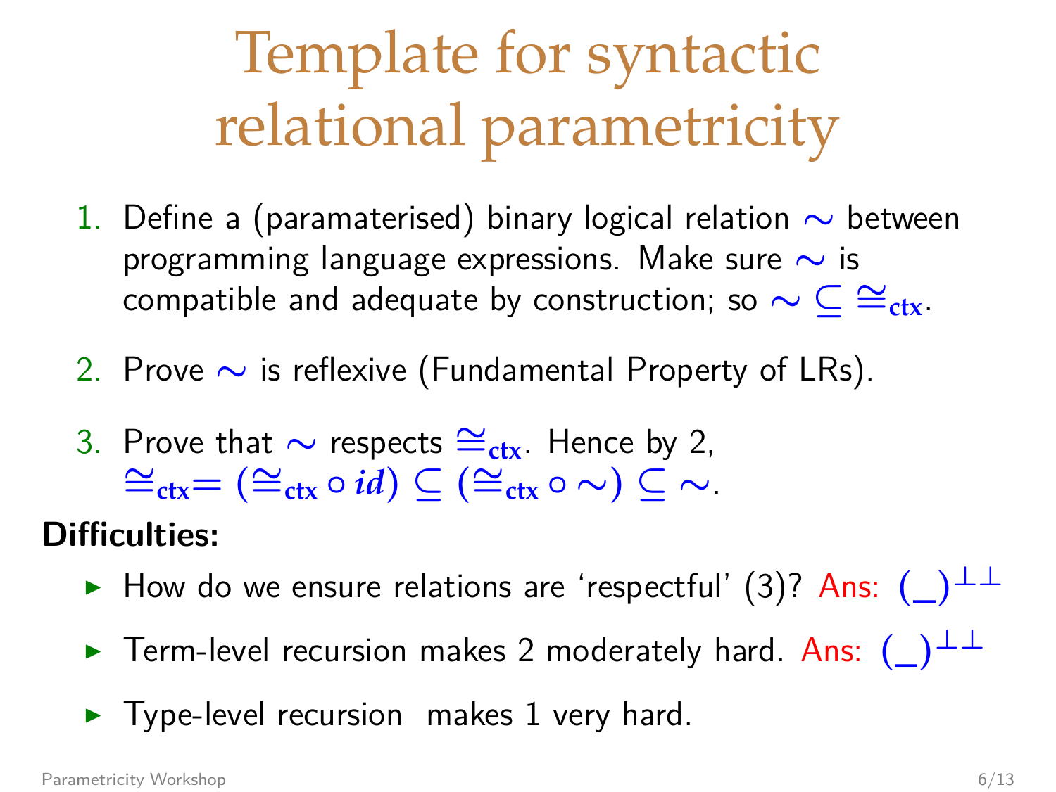# Template for syntactic relational parametricity

1. Define a (paramaterised) binary logical relation $\sim$ between programming language expressions. Make sure $\sim$ is compatible and adequate by construction; so $\sim \subseteq \cong_{\mathbf{ctx}}$.

2. Prove $\sim$ is reflexive (Fundamental Property of LRs).

3. Prove that $\sim$ respects $\cong_{\mathbf{ctx}}$. Hence by 2, $\cong_{\mathbf{ctx}} = (\cong_{\mathbf{ctx}} \circ id) \subseteq (\cong_{\mathbf{ctx}} \circ \sim) \subseteq \sim$.

**Difficulties:**

- How do we ensure relations are 'respectful' (3)? Ans: $(\_)^{\perp\perp}$
- Term-level recursion makes 2 moderately hard. Ans: $(\_)^{\perp\perp}$
- Type-level recursion makes 1 very hard.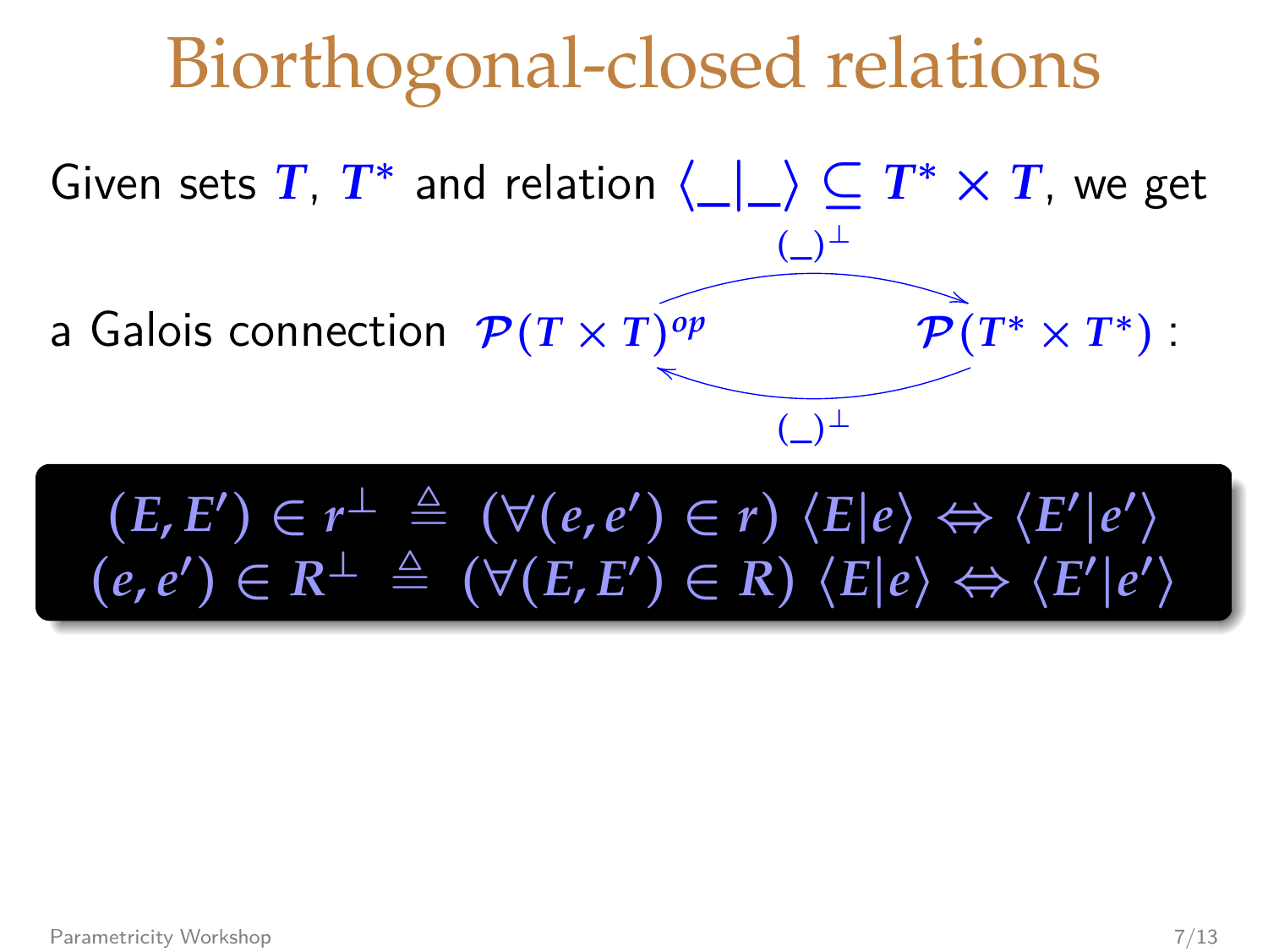# Biorthogonal-closed relations

Given sets $T$, $T^*$ and relation $\langle \_ | \_ \rangle \subseteq T^* \times T$, we get

a Galois connection $\mathcal{P}(T \times T)^{op} \underset{(\_)^\perp}{\overset{(\_)^\perp}{\rightleftarrows}} \mathcal{P}(T^* \times T^*)$ :

$$(E, E') \in r^\perp \triangleq (\forall (e, e') \in r)\ \langle E | e \rangle \Leftrightarrow \langle E' | e' \rangle$$
$$(e, e') \in R^\perp \triangleq (\forall (E, E') \in R)\ \langle E | e \rangle \Leftrightarrow \langle E' | e' \rangle$$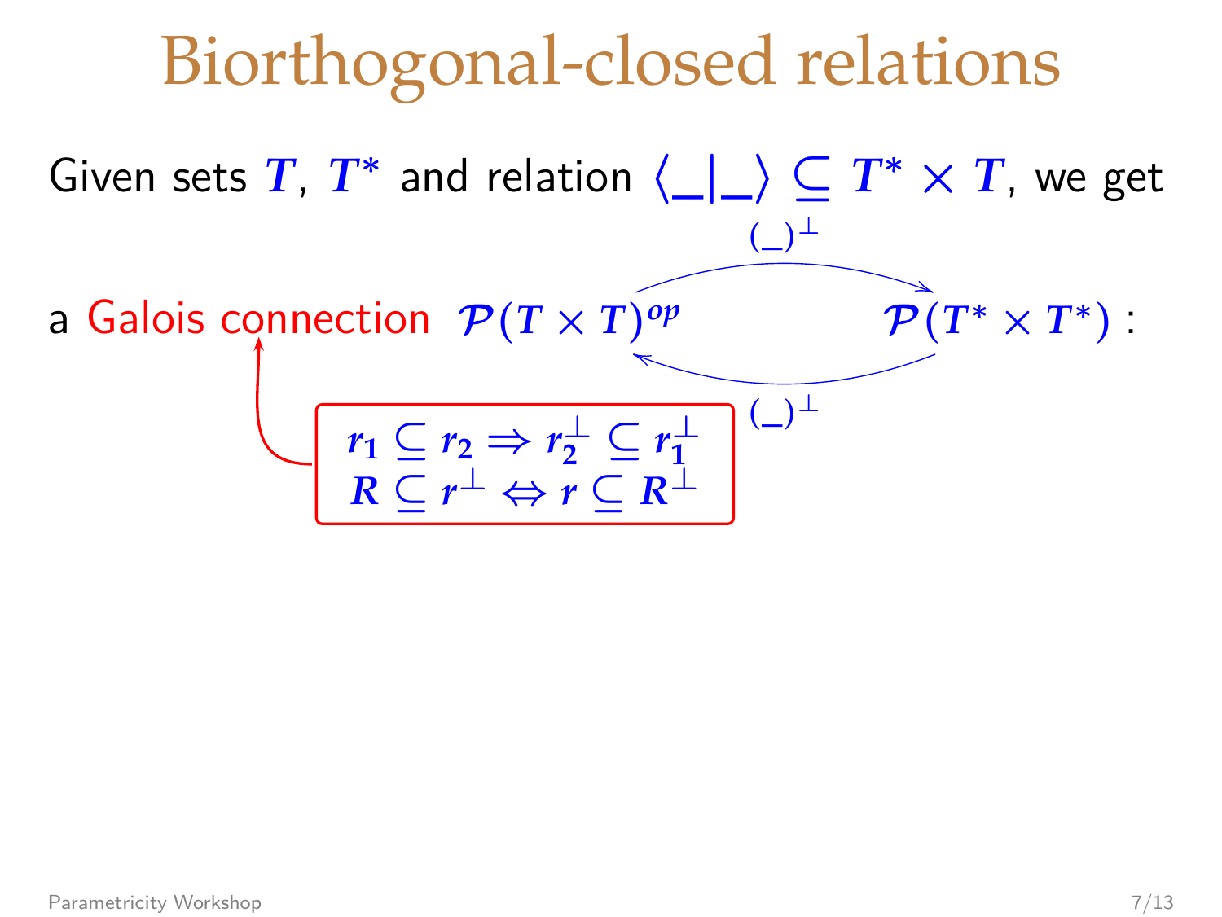# Biorthogonal-closed relations

Given sets $T$, $T^*$ and relation $\langle \_ | \_ \rangle \subseteq T^* \times T$, we get

a Galois connection $\mathcal{P}(T \times T)^{op} \underset{(\_)^\perp}{\overset{(\_)^\perp}{\rightleftarrows}} \mathcal{P}(T^* \times T^*)$ :

$$r_1 \subseteq r_2 \Rightarrow r_2^\perp \subseteq r_1^\perp$$
$$R \subseteq r^\perp \Leftrightarrow r \subseteq R^\perp$$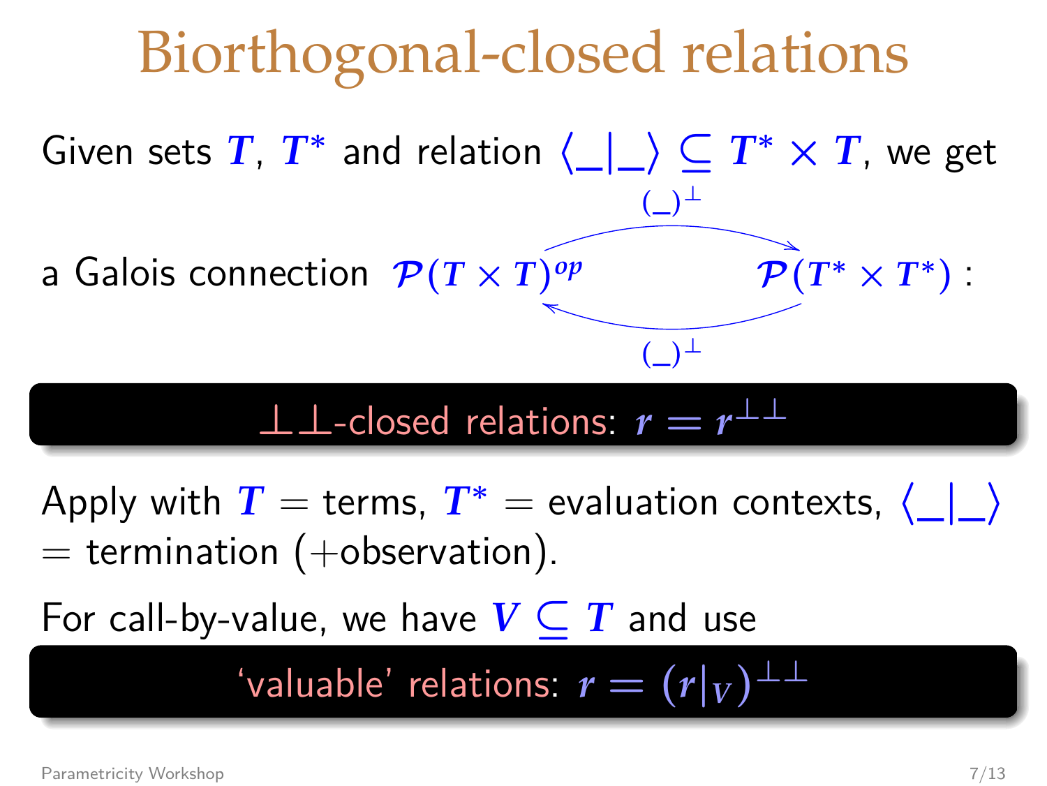# Biorthogonal-closed relations

Given sets $T$, $T^*$ and relation $\langle \_ | \_ \rangle \subseteq T^* \times T$, we get

a Galois connection $\mathcal{P}(T \times T)^{op} \underset{(\_)^\perp}{\overset{(\_)^\perp}{\rightleftarrows}} \mathcal{P}(T^* \times T^*)$ :

**$\perp\perp$-closed relations: $r = r^{\perp\perp}$**

Apply with $T$ = terms, $T^*$ = evaluation contexts, $\langle \_ | \_ \rangle$ = termination (+observation).

For call-by-value, we have $V \subseteq T$ and use

**'valuable' relations: $r = (r|_V)^{\perp\perp}$**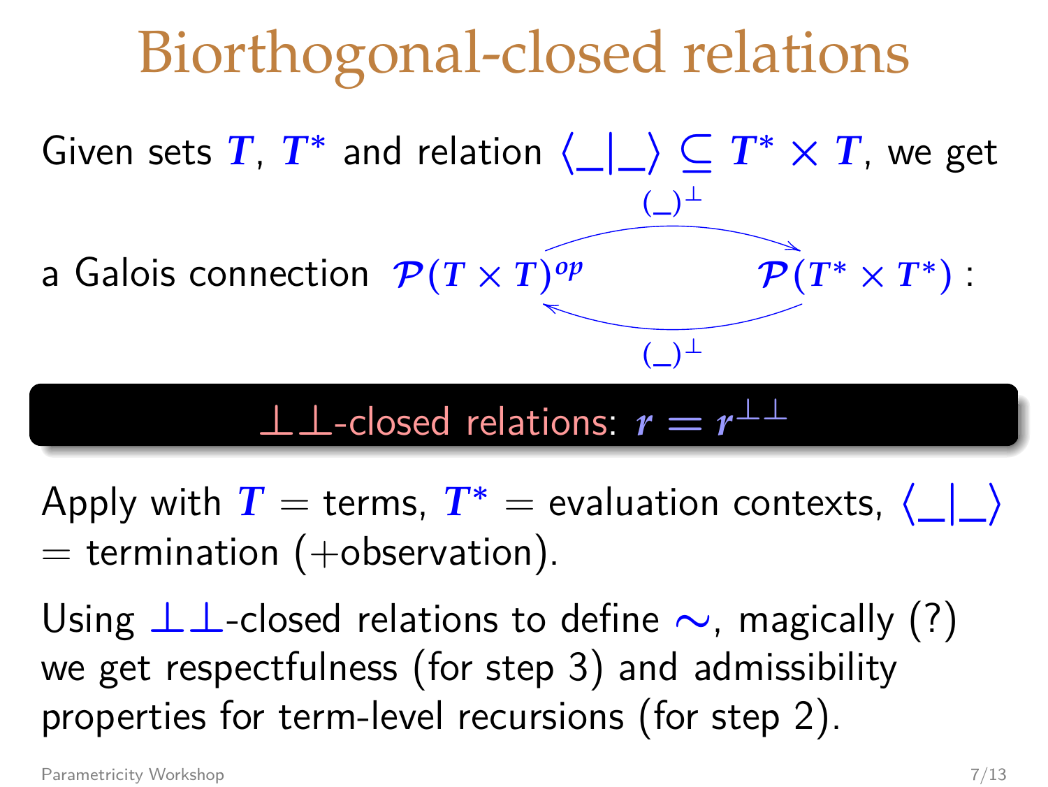# Biorthogonal-closed relations

Given sets $T$, $T^*$ and relation $\langle \_|\_ \rangle \subseteq T^* \times T$, we get

a Galois connection $\mathcal{P}(T \times T)^{op} \underset{(\_)^\perp}{\overset{(\_)^\perp}{\rightleftarrows}} \mathcal{P}(T^* \times T^*)$ :

**$\perp\perp$-closed relations: $r = r^{\perp\perp}$**

Apply with $T$ = terms, $T^*$ = evaluation contexts, $\langle \_|\_ \rangle$ = termination (+observation).

Using $\perp\perp$-closed relations to define $\sim$, magically (?) we get respectfulness (for step 3) and admissibility properties for term-level recursions (for step 2).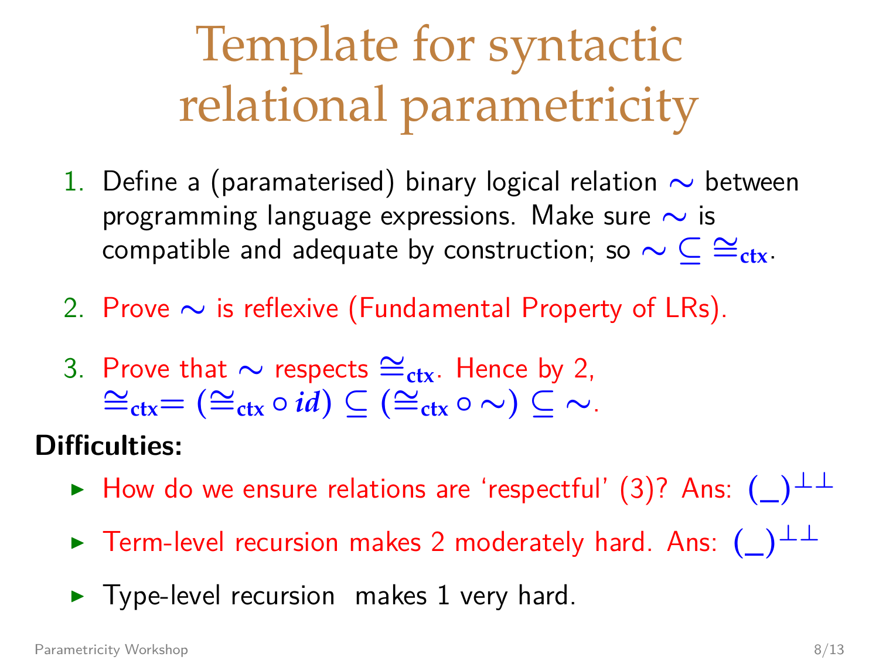# Template for syntactic relational parametricity

1. Define a (paramaterised) binary logical relation $\sim$ between programming language expressions. Make sure $\sim$ is compatible and adequate by construction; so $\sim \subseteq \cong_{\mathbf{ctx}}$.

2. Prove $\sim$ is reflexive (Fundamental Property of LRs).

3. Prove that $\sim$ respects $\cong_{\mathbf{ctx}}$. Hence by 2, $\cong_{\mathbf{ctx}} = (\cong_{\mathbf{ctx}} \circ id) \subseteq (\cong_{\mathbf{ctx}} \circ \sim) \subseteq \sim$.

**Difficulties:**

- How do we ensure relations are 'respectful' (3)? Ans: $(\_)^{\perp\perp}$
- Term-level recursion makes 2 moderately hard. Ans: $(\_)^{\perp\perp}$
- Type-level recursion makes 1 very hard.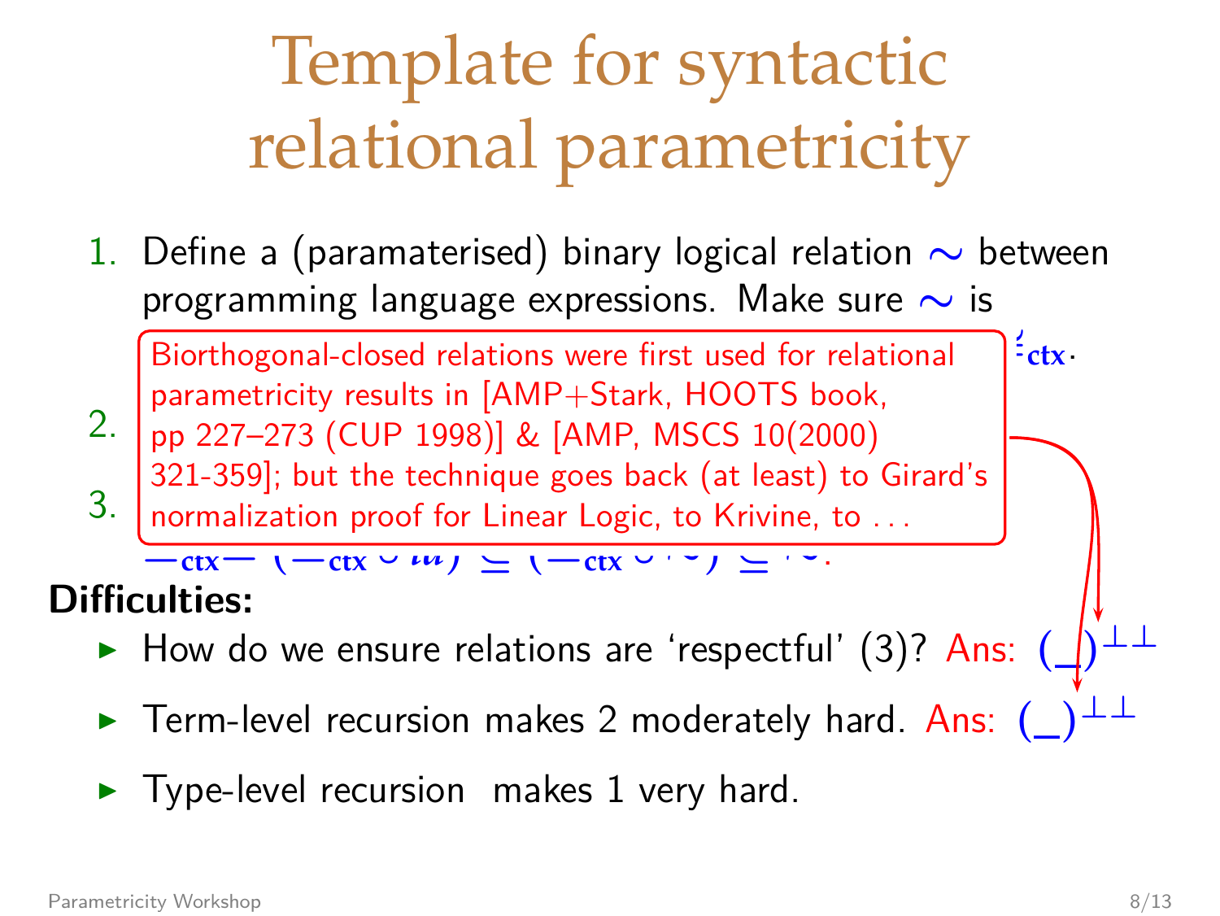# Template for syntactic relational parametricity

1. Define a (paramaterised) binary logical relation $\sim$ between programming language expressions. Make sure $\sim$ is

   Biorthogonal-closed relations were first used for relational parametricity results in [AMP+Stark, HOOTS book, pp 227–273 (CUP 1998)] & [AMP, MSCS 10(2000) 321-359]; but the technique goes back (at least) to Girard's normalization proof for Linear Logic, to Krivine, to . . .

2.

3.

**Difficulties:**

- How do we ensure relations are 'respectful' (3)? Ans: $(\_)^{\perp\perp}$
- Term-level recursion makes 2 moderately hard. Ans: $(\_)^{\perp\perp}$
- Type-level recursion makes 1 very hard.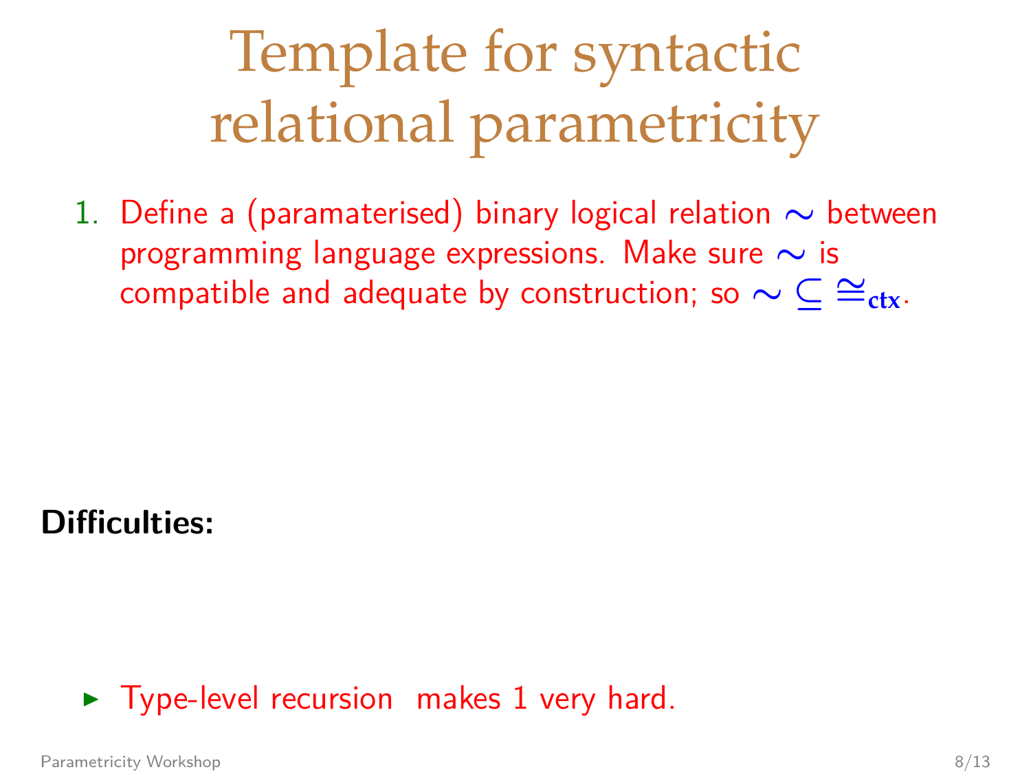# Template for syntactic relational parametricity

1. Define a (paramaterised) binary logical relation $\sim$ between programming language expressions. Make sure $\sim$ is compatible and adequate by construction; so $\sim \subseteq \cong_{\mathbf{ctx}}$.

**Difficulties:**

- Type-level recursion makes 1 very hard.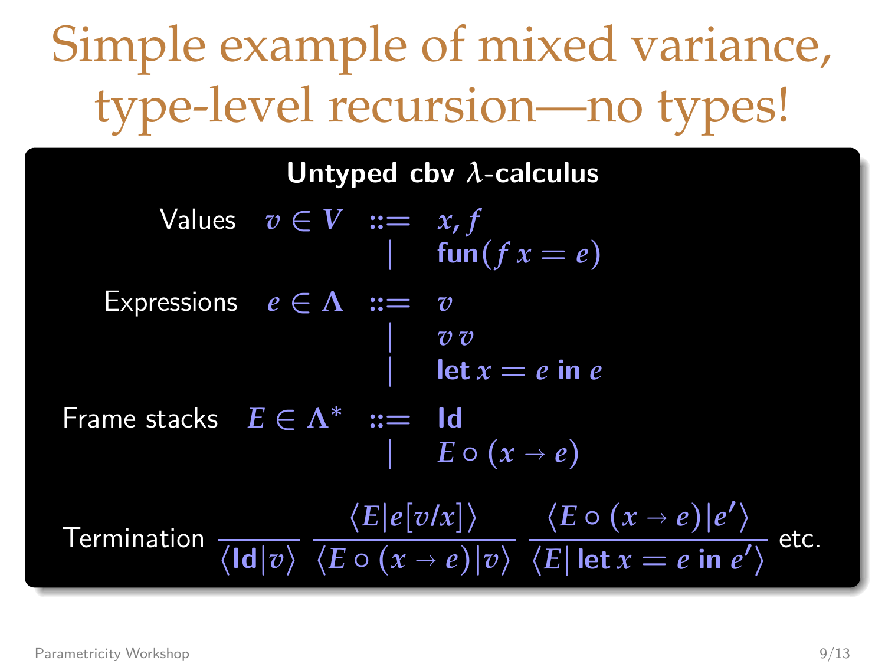# Simple example of mixed variance, type-level recursion—no types!

**Untyped cbv $\lambda$-calculus**

$$
\begin{array}{llcl}
\text{Values} & v \in V & ::= & x, f \\
 & & | & \mathbf{fun}(f\, x = e) \\
\text{Expressions} & e \in \Lambda & ::= & v \\
 & & | & v\, v \\
 & & | & \mathbf{let}\, x = e\, \mathbf{in}\, e \\
\text{Frame stacks} & E \in \Lambda^* & ::= & \mathbf{Id} \\
 & & | & E \circ (x \to e)
\end{array}
$$

Termination
$$
\frac{}{\langle \mathbf{Id} | v \rangle} \quad \frac{\langle E | e[v/x] \rangle}{\langle E \circ (x \to e) | v \rangle} \quad \frac{\langle E \circ (x \to e) | e' \rangle}{\langle E |\, \mathbf{let}\, x = e\, \mathbf{in}\, e' \rangle}
$$
etc.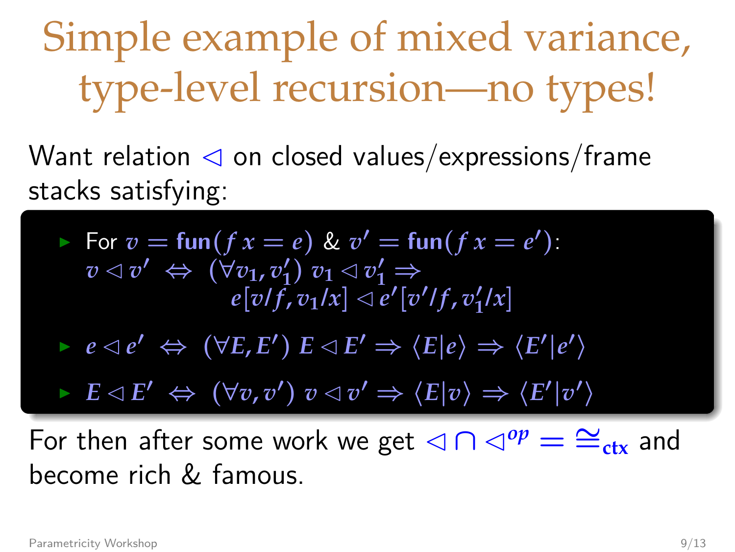# Simple example of mixed variance, type-level recursion—no types!

Want relation $\lhd$ on closed values/expressions/frame stacks satisfying:

- For $v = \mathbf{fun}(f\,x = e)$ & $v' = \mathbf{fun}(f\,x = e')$:
  $$v \lhd v' \;\Leftrightarrow\; (\forall v_1, v_1')\; v_1 \lhd v_1' \Rightarrow e[v/f, v_1/x] \lhd e'[v'/f, v_1'/x]$$
- $e \lhd e' \;\Leftrightarrow\; (\forall E, E')\; E \lhd E' \Rightarrow \langle E | e \rangle \Rightarrow \langle E' | e' \rangle$
- $E \lhd E' \;\Leftrightarrow\; (\forall v, v')\; v \lhd v' \Rightarrow \langle E | v \rangle \Rightarrow \langle E' | v' \rangle$

For then after some work we get $\lhd \cap \lhd^{op} = \cong_{\mathbf{ctx}}$ and become rich & famous.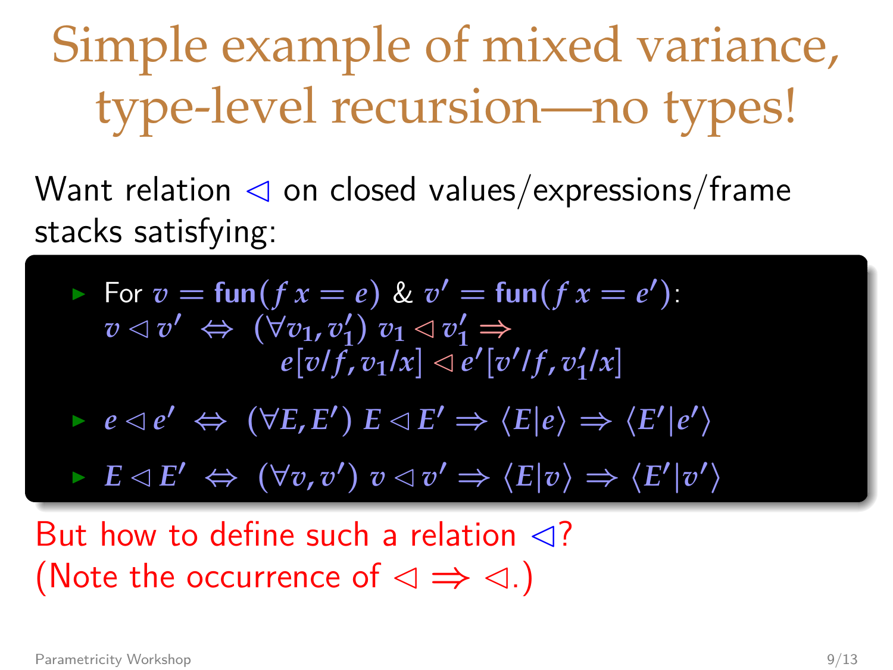# Simple example of mixed variance, type-level recursion—no types!

Want relation $\lhd$ on closed values/expressions/frame stacks satisfying:

- For $v = \mathbf{fun}(f\,x = e)$ & $v' = \mathbf{fun}(f\,x = e')$:
  $$v \lhd v' \;\Leftrightarrow\; (\forall v_1, v_1')\; v_1 \lhd v_1' \Rightarrow e[v/f, v_1/x] \lhd e'[v'/f, v_1'/x]$$
- $e \lhd e' \;\Leftrightarrow\; (\forall E, E')\; E \lhd E' \Rightarrow \langle E | e \rangle \Rightarrow \langle E' | e' \rangle$
- $E \lhd E' \;\Leftrightarrow\; (\forall v, v')\; v \lhd v' \Rightarrow \langle E | v \rangle \Rightarrow \langle E' | v' \rangle$

But how to define such a relation $\lhd$?
(Note the occurrence of $\lhd \Rightarrow \lhd$.)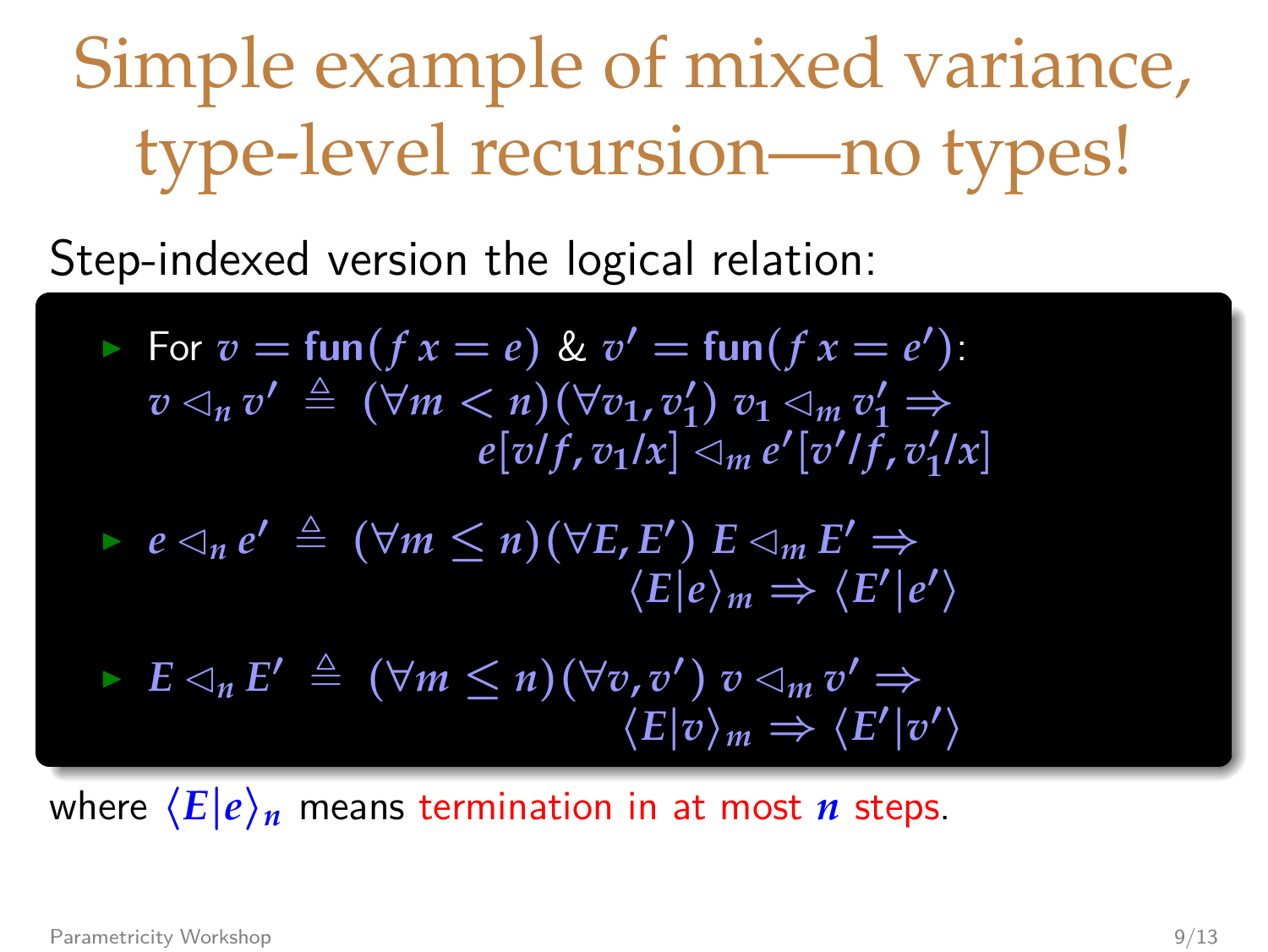# Simple example of mixed variance, type-level recursion—no types!

Step-indexed version the logical relation:

- For $v = \textbf{fun}(f\,x = e)$ & $v' = \textbf{fun}(f\,x = e')$:
  $$v \lhd_n v' \;\triangleq\; (\forall m < n)(\forall v_1, v_1')\; v_1 \lhd_m v_1' \Rightarrow e[v/f, v_1/x] \lhd_m e'[v'/f, v_1'/x]$$
- $$e \lhd_n e' \;\triangleq\; (\forall m \leq n)(\forall E, E')\; E \lhd_m E' \Rightarrow \langle E | e \rangle_m \Rightarrow \langle E' | e' \rangle$$
- $$E \lhd_n E' \;\triangleq\; (\forall m \leq n)(\forall v, v')\; v \lhd_m v' \Rightarrow \langle E | v \rangle_m \Rightarrow \langle E' | v' \rangle$$

where $\langle E | e \rangle_n$ means termination in at most $n$ steps.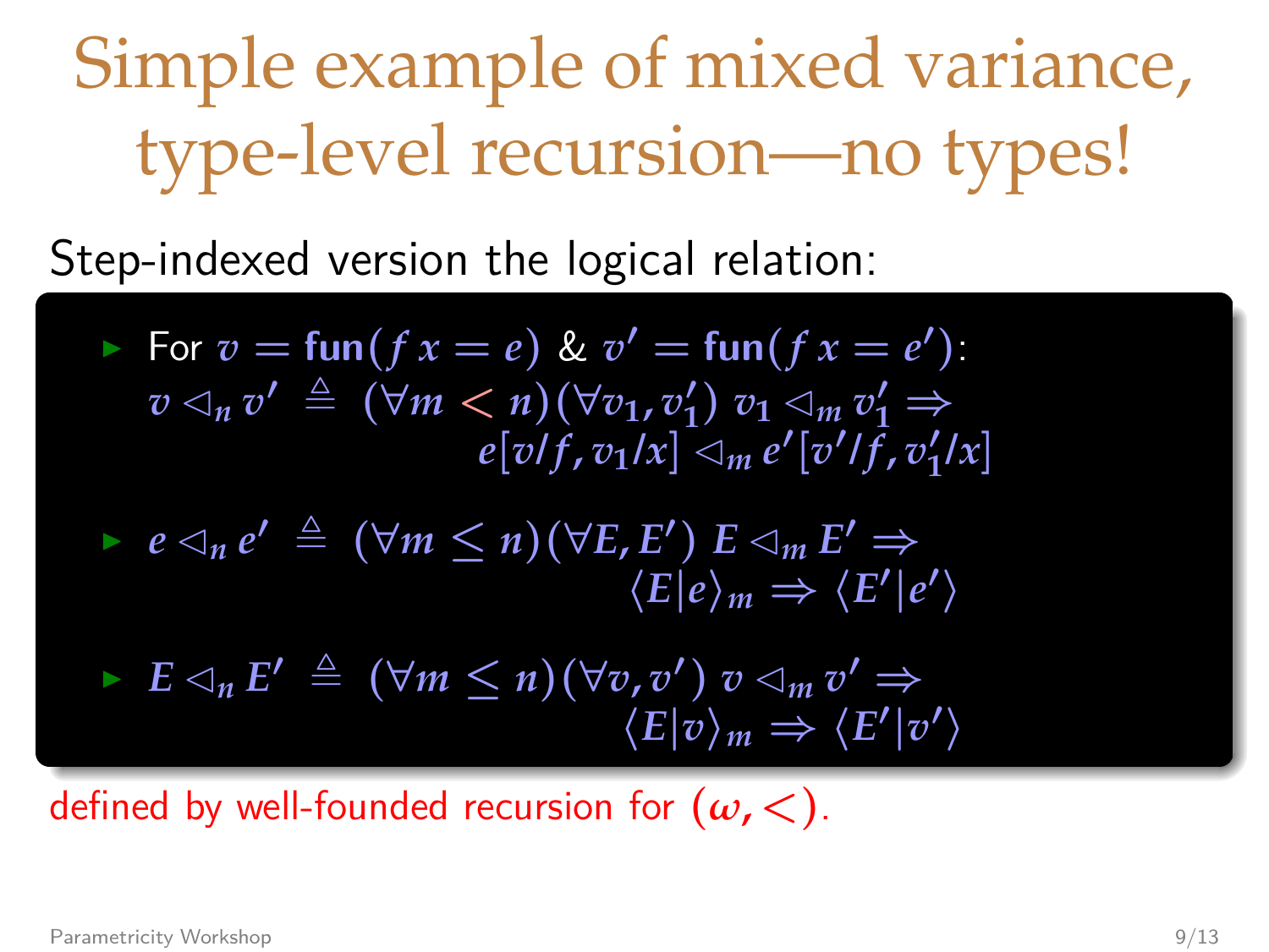# Simple example of mixed variance, type-level recursion—no types!

Step-indexed version the logical relation:

- For $v = \mathbf{fun}(f\,x = e)$ & $v' = \mathbf{fun}(f\,x = e')$:
  $v \lhd_n v' \;\triangleq\; (\forall m < n)(\forall v_1, v_1')\; v_1 \lhd_m v_1' \Rightarrow e[v/f, v_1/x] \lhd_m e'[v'/f, v_1'/x]$
- $e \lhd_n e' \;\triangleq\; (\forall m \leq n)(\forall E, E')\; E \lhd_m E' \Rightarrow \langle E|e\rangle_m \Rightarrow \langle E'|e'\rangle$
- $E \lhd_n E' \;\triangleq\; (\forall m \leq n)(\forall v, v')\; v \lhd_m v' \Rightarrow \langle E|v\rangle_m \Rightarrow \langle E'|v'\rangle$

defined by well-founded recursion for $(\omega, <)$.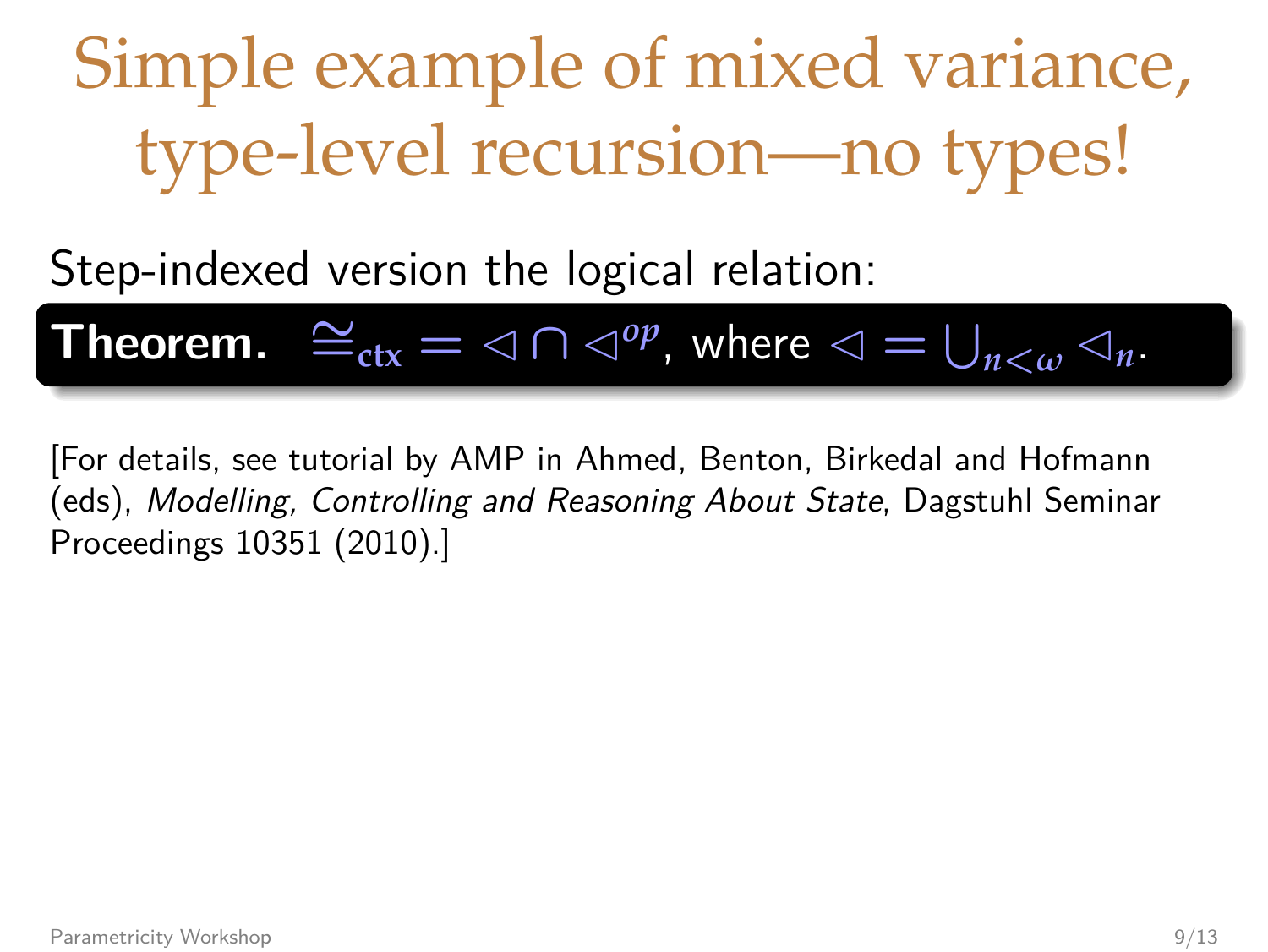# Simple example of mixed variance, type-level recursion—no types!

Step-indexed version the logical relation:

**Theorem.** $\cong_{\text{ctx}} = \lhd \cap \lhd^{op}$, where $\lhd = \bigcup_{n<\omega} \lhd_n$.

[For details, see tutorial by AMP in Ahmed, Benton, Birkedal and Hofmann (eds), *Modelling, Controlling and Reasoning About State*, Dagstuhl Seminar Proceedings 10351 (2010).]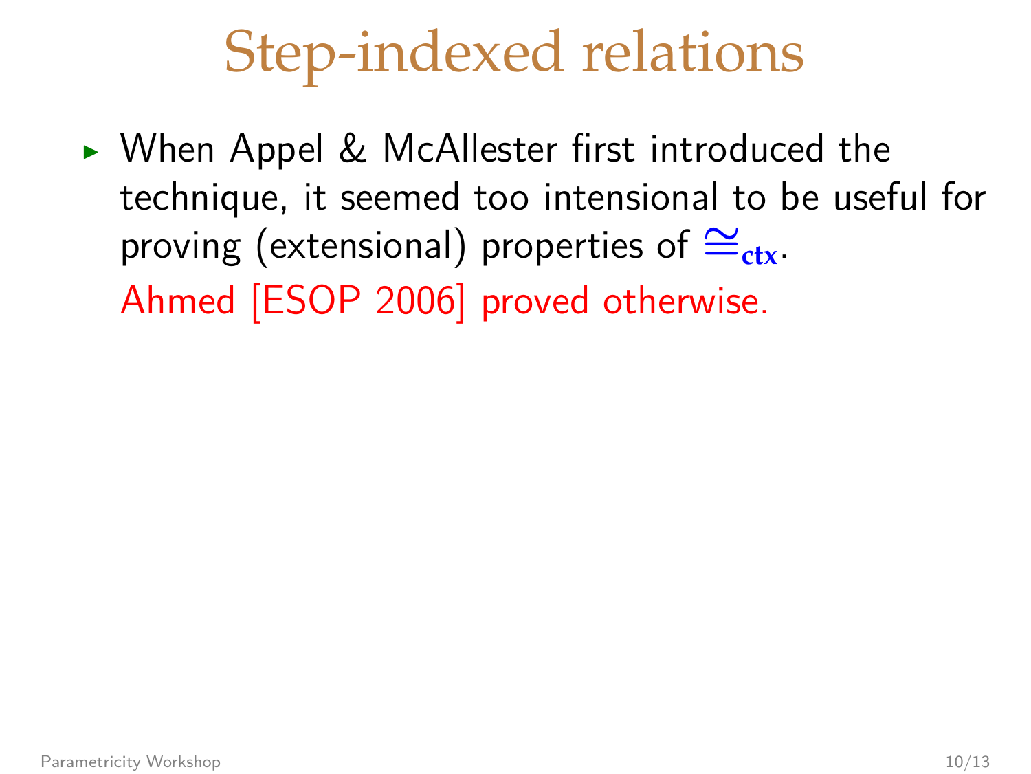# Step-indexed relations

- When Appel & McAllester first introduced the technique, it seemed too intensional to be useful for proving (extensional) properties of $\cong_{\mathbf{ctx}}$.
  Ahmed [ESOP 2006] proved otherwise.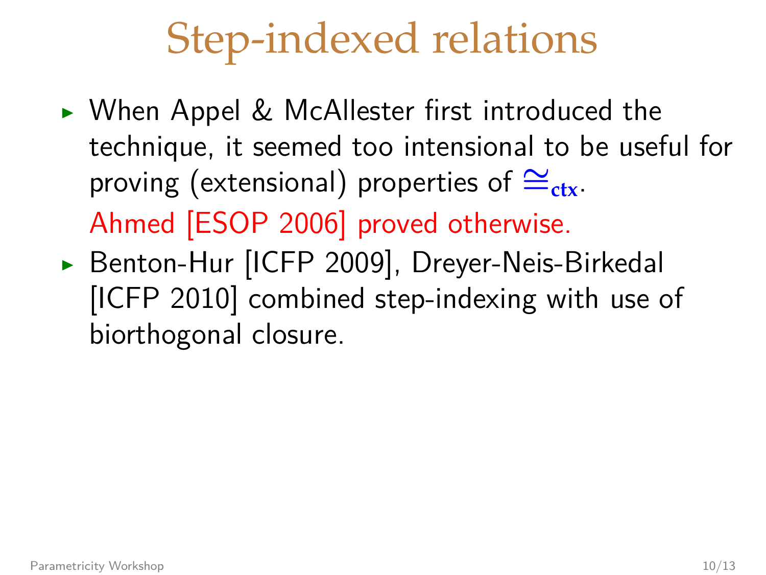# Step-indexed relations

- When Appel & McAllester first introduced the technique, it seemed too intensional to be useful for proving (extensional) properties of $\cong_{\mathbf{ctx}}$.

  Ahmed [ESOP 2006] proved otherwise.

- Benton-Hur [ICFP 2009], Dreyer-Neis-Birkedal [ICFP 2010] combined step-indexing with use of biorthogonal closure.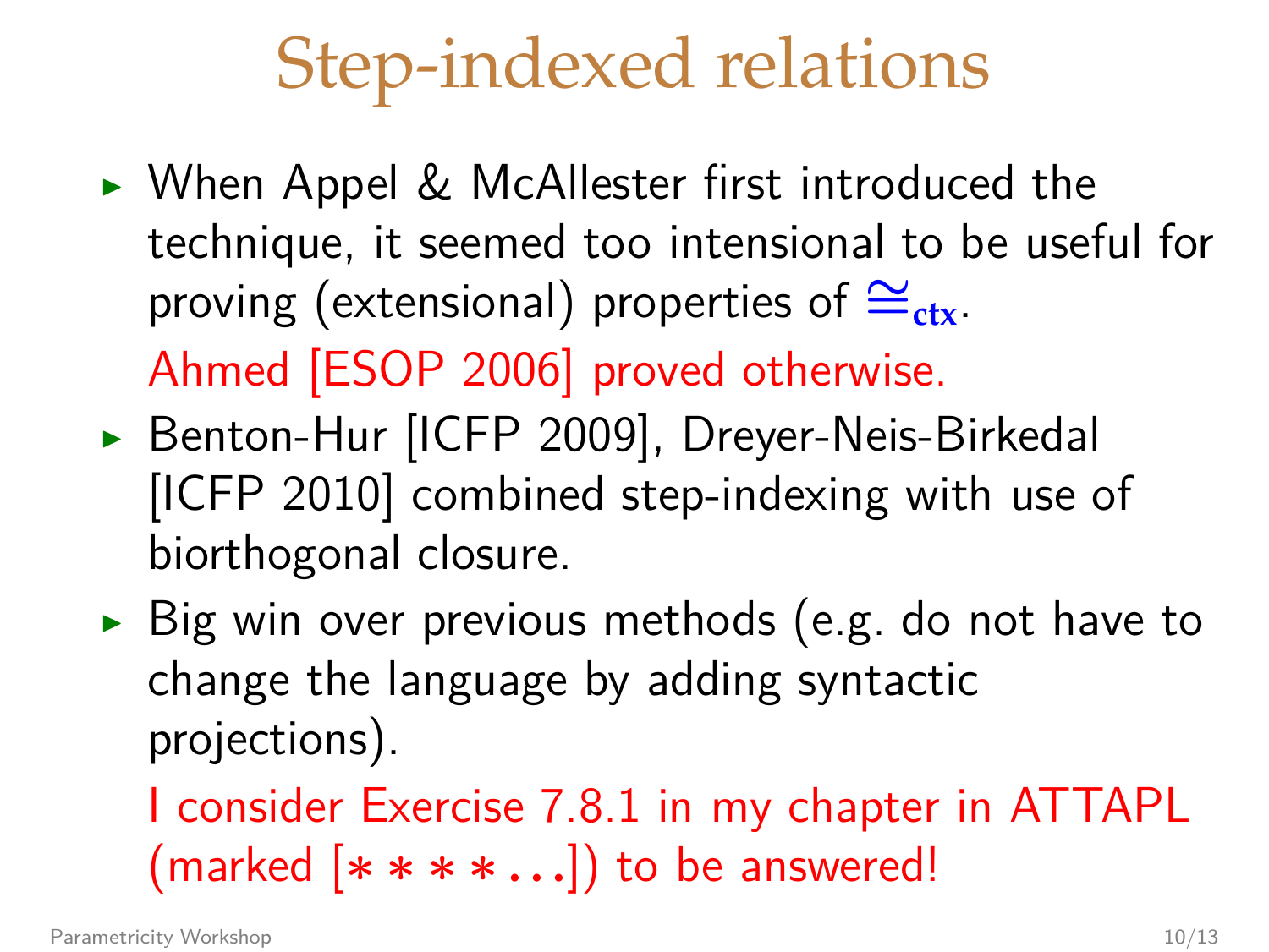# Step-indexed relations

- When Appel & McAllester first introduced the technique, it seemed too intensional to be useful for proving (extensional) properties of $\cong_{\mathbf{ctx}}$.

  Ahmed [ESOP 2006] proved otherwise.

- Benton-Hur [ICFP 2009], Dreyer-Neis-Birkedal [ICFP 2010] combined step-indexing with use of biorthogonal closure.
- Big win over previous methods (e.g. do not have to change the language by adding syntactic projections).

  I consider Exercise 7.8.1 in my chapter in ATTAPL (marked [$* * * * \ldots$]) to be answered!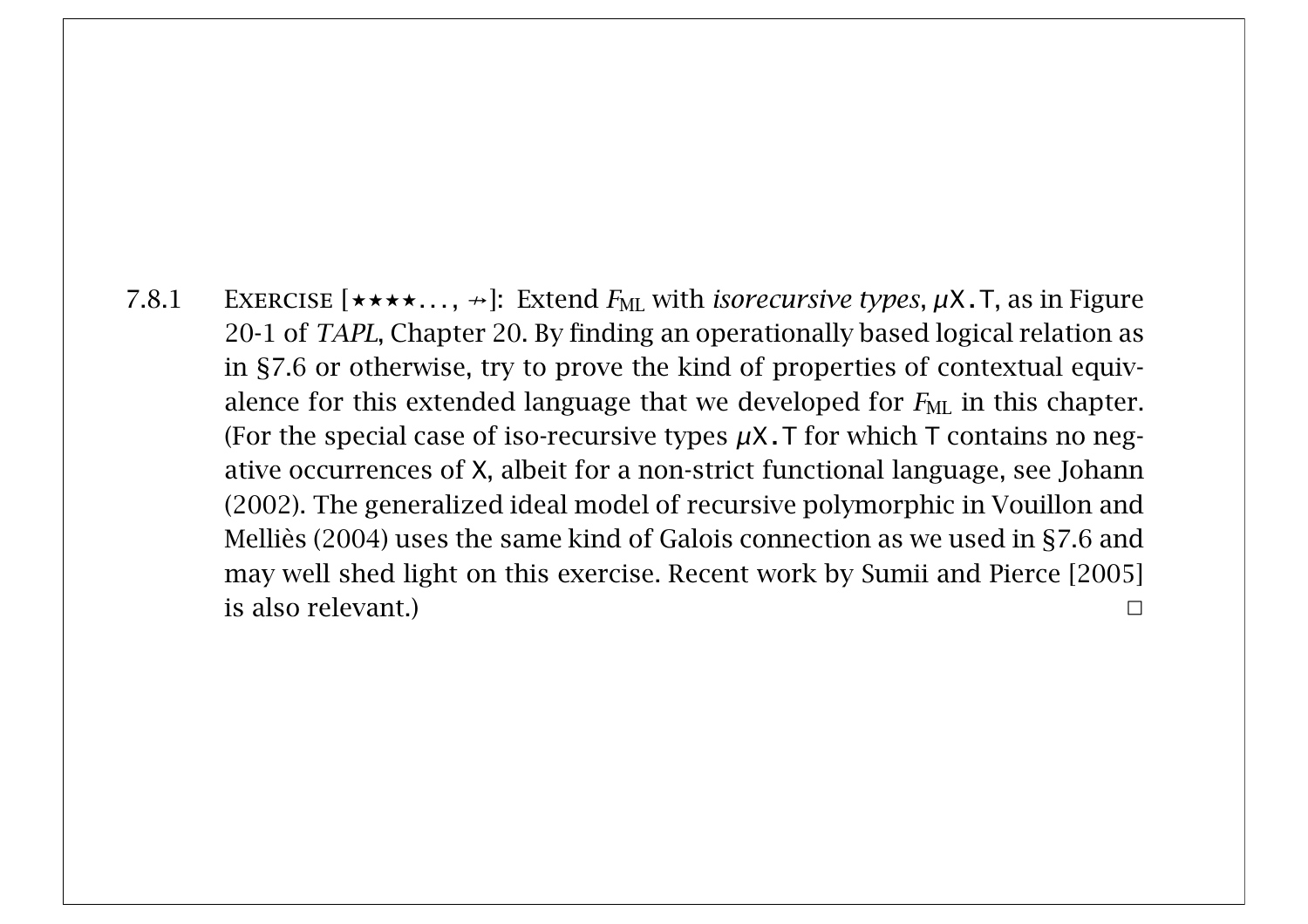7.8.1 EXERCISE [★★★★..., ↛]: Extend $F_{\mathrm{ML}}$ with *isorecursive types*, $\mu$X.T, as in Figure 20-1 of *TAPL*, Chapter 20. By finding an operationally based logical relation as in §7.6 or otherwise, try to prove the kind of properties of contextual equivalence for this extended language that we developed for $F_{\mathrm{ML}}$ in this chapter. (For the special case of iso-recursive types $\mu$X.T for which T contains no negative occurrences of X, albeit for a non-strict functional language, see Johann (2002). The generalized ideal model of recursive polymorphic in Vouillon and Melliès (2004) uses the same kind of Galois connection as we used in §7.6 and may well shed light on this exercise. Recent work by Sumii and Pierce [2005] is also relevant.) □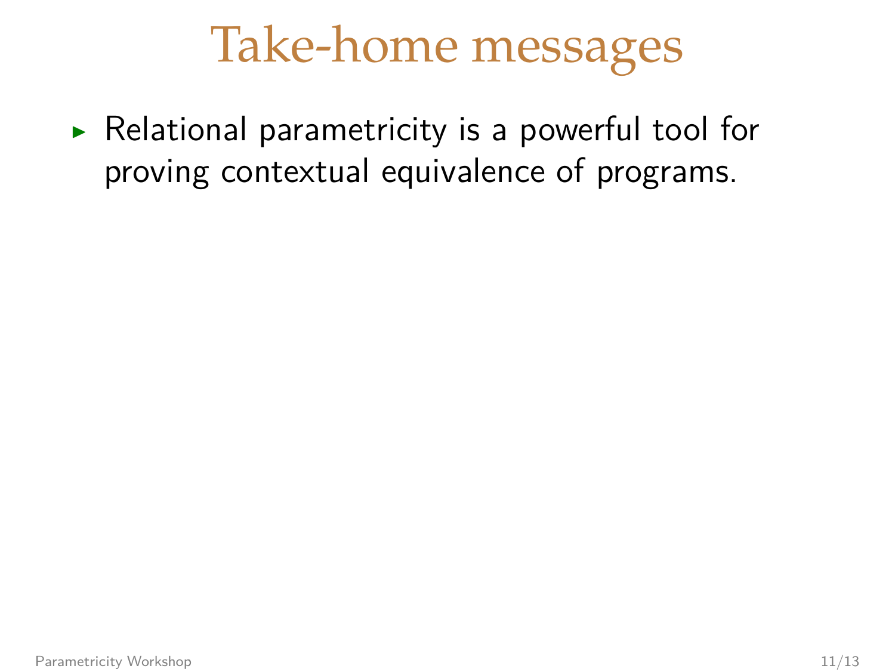# Take-home messages

- Relational parametricity is a powerful tool for proving contextual equivalence of programs.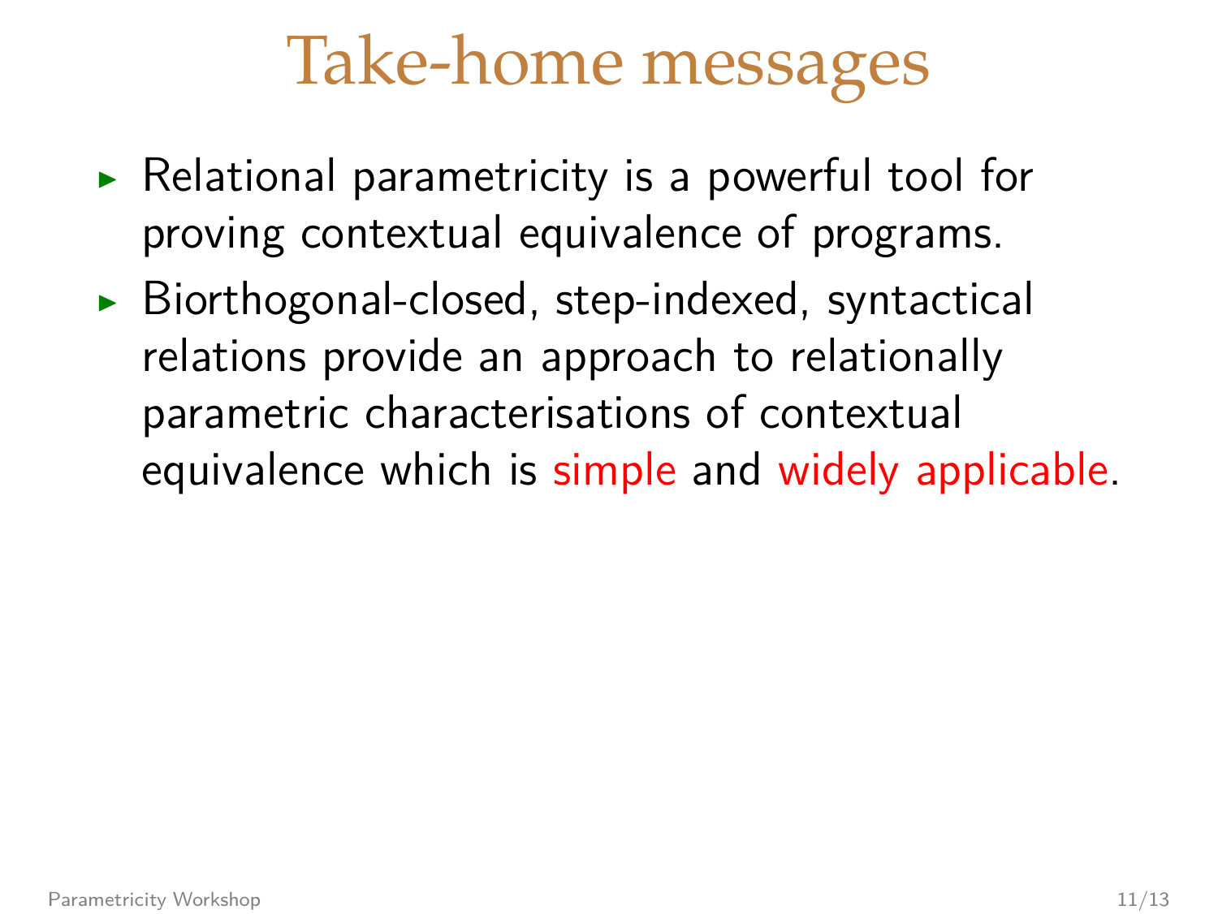# Take-home messages

- Relational parametricity is a powerful tool for proving contextual equivalence of programs.
- Biorthogonal-closed, step-indexed, syntactical relations provide an approach to relationally parametric characterisations of contextual equivalence which is simple and widely applicable.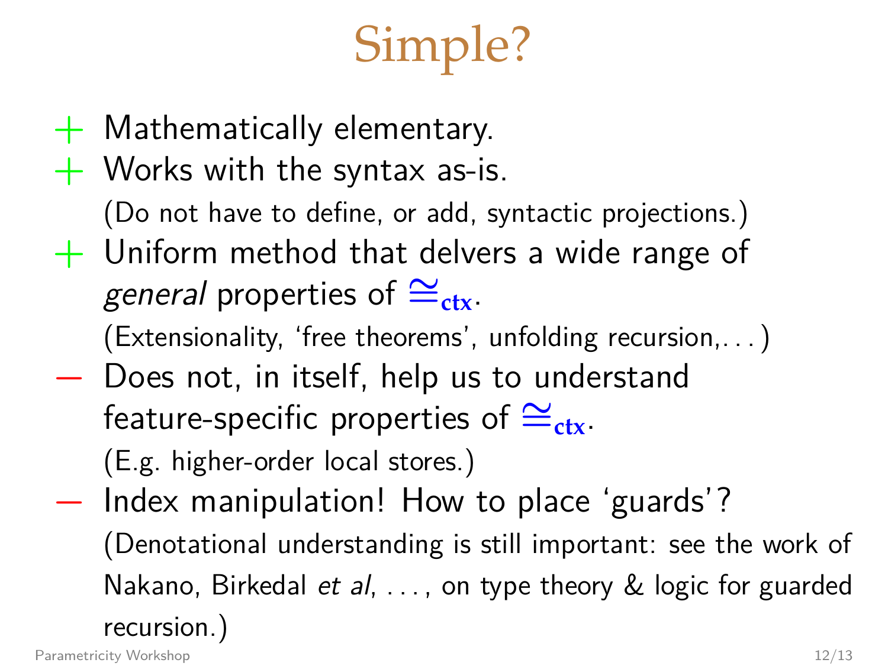# Simple?

- \+ Mathematically elementary.
- \+ Works with the syntax as-is.
  (Do not have to define, or add, syntactic projections.)
- \+ Uniform method that delvers a wide range of *general* properties of $\cong_{\mathbf{ctx}}$.
  (Extensionality, 'free theorems', unfolding recursion,...)
- − Does not, in itself, help us to understand feature-specific properties of $\cong_{\mathbf{ctx}}$.
  (E.g. higher-order local stores.)
- − Index manipulation! How to place 'guards'?
  (Denotational understanding is still important: see the work of Nakano, Birkedal *et al*, ..., on type theory & logic for guarded recursion.)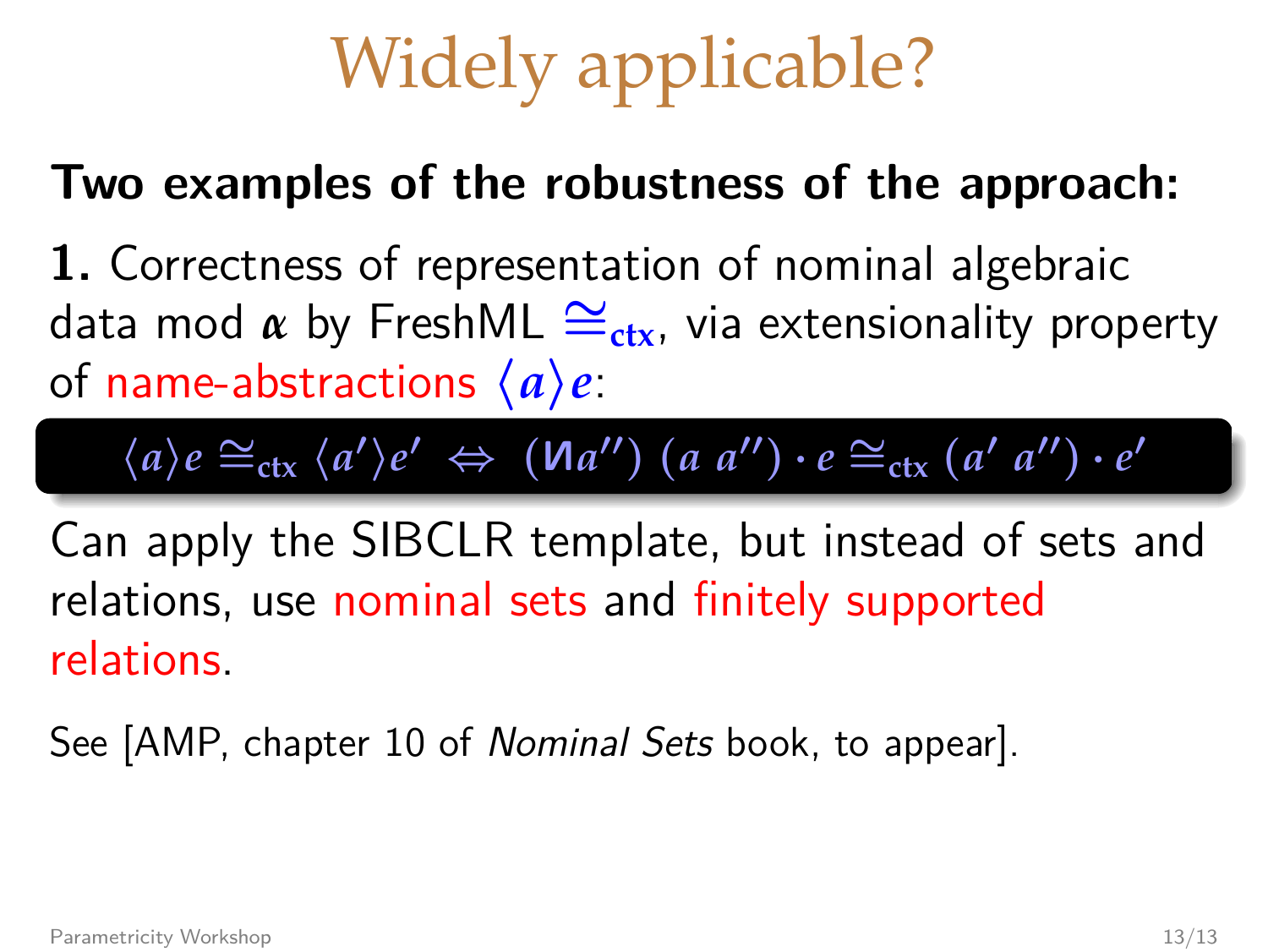# Widely applicable?

**Two examples of the robustness of the approach:**

**1.** Correctness of representation of nominal algebraic data mod $\alpha$ by FreshML $\cong_{\text{ctx}}$, via extensionality property of name-abstractions $\langle a \rangle e$:

$$\langle a \rangle e \cong_{\text{ctx}} \langle a' \rangle e' \;\Leftrightarrow\; (\text{И}a'')\ (a\ a'') \cdot e \cong_{\text{ctx}} (a'\ a'') \cdot e'$$

Can apply the SIBCLR template, but instead of sets and relations, use nominal sets and finitely supported relations.

See [AMP, chapter 10 of *Nominal Sets* book, to appear].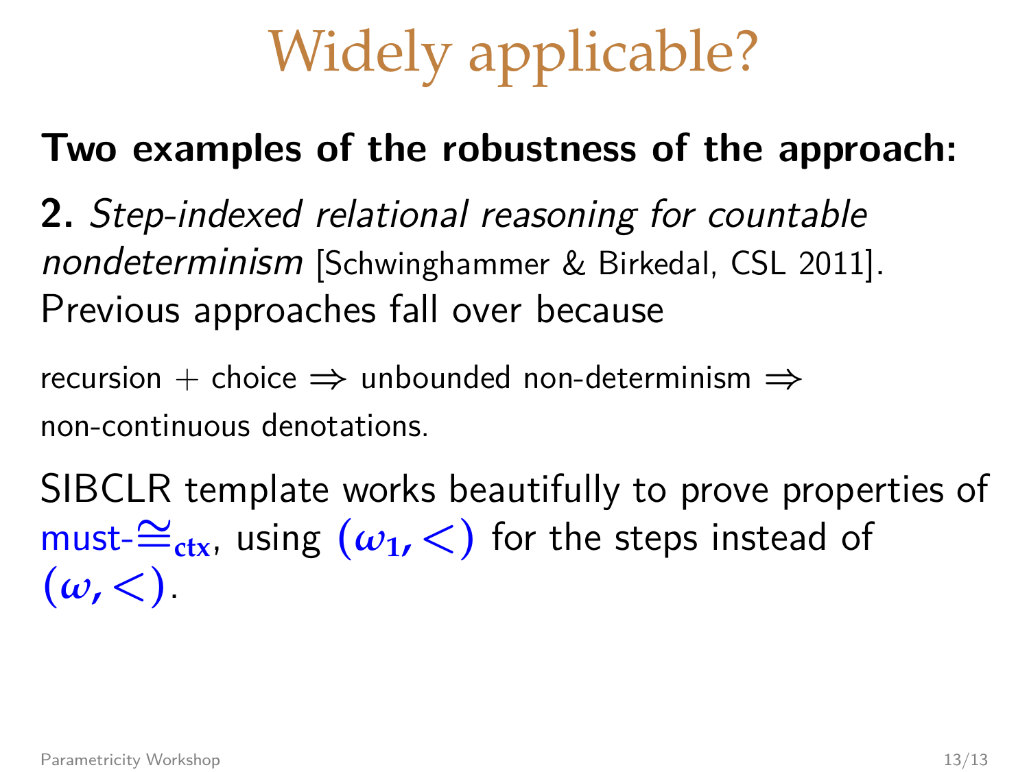# Widely applicable?

**Two examples of the robustness of the approach:**

**2.** *Step-indexed relational reasoning for countable nondeterminism* [Schwinghammer & Birkedal, CSL 2011]. Previous approaches fall over because

recursion + choice $\Rightarrow$ unbounded non-determinism $\Rightarrow$ non-continuous denotations.

SIBCLR template works beautifully to prove properties of must-$\cong_{\mathbf{ctx}}$, using $(\omega_1, <)$ for the steps instead of $(\omega, <)$.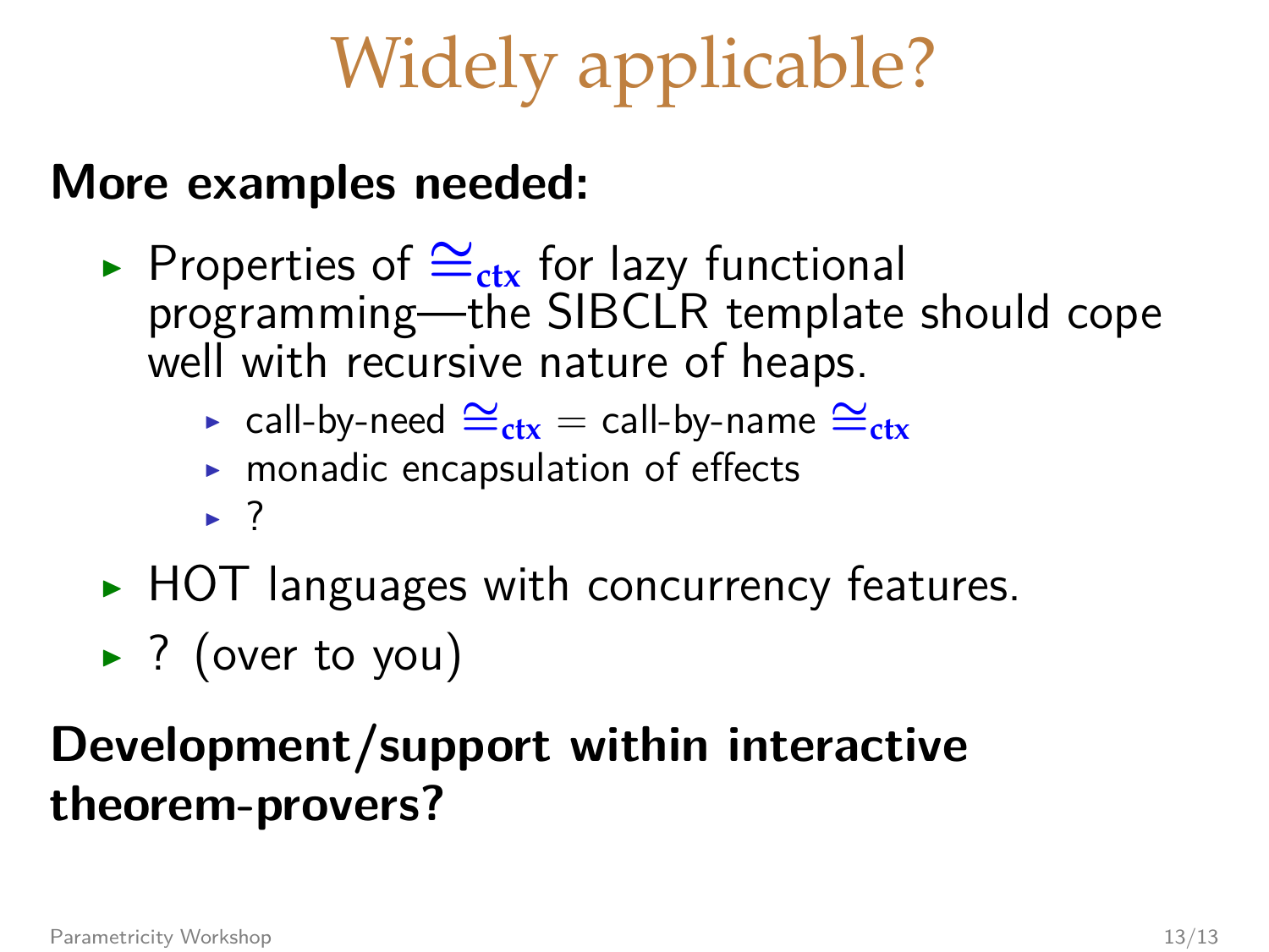# Widely applicable?

**More examples needed:**

- Properties of $\cong_{\text{ctx}}$ for lazy functional programming—the SIBCLR template should cope well with recursive nature of heaps.
  - call-by-need $\cong_{\text{ctx}}$ = call-by-name $\cong_{\text{ctx}}$
  - monadic encapsulation of effects
  - ?
- HOT languages with concurrency features.
- ? (over to you)

**Development/support within interactive theorem-provers?**